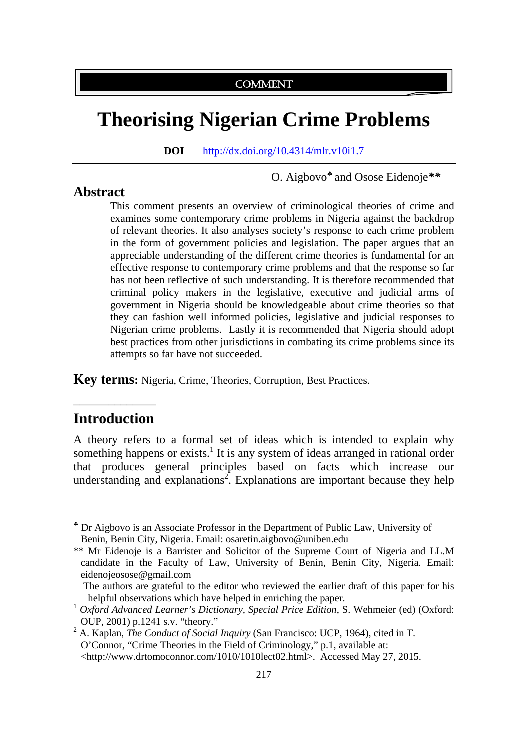COMMENT

# Theorising Nigerian Crime Problems

**DOI** http://dx.doi.org/10.4314/mlr.v10i1.7

O. Aigbovo[♣] and Osose Eidenoje[**]

## Abstract

This comment presents an overview of criminological theories of crime and examines some contemporary crime problems in Nigeria against the backdrop of relevant theories. It also analyses society's response to each crime problem in the form of government policies and legislation. The paper argues that an appreciable understanding of the different crime theories is fundamental for an effective response to contemporary crime problems and that the response so far has not been reflective of such understanding. It is therefore recommended that criminal policy makers in the legislative, executive and judicial arms of government in Nigeria should be knowledgeable about crime theories so that they can fashion well informed policies, legislative and judicial responses to Nigerian crime problems. Lastly it is recommended that Nigeria should adopt best practices from other jurisdictions in combating its crime problems since its attempts so far have not succeeded.

**Key terms:** Nigeria, Crime, Theories, Corruption, Best Practices.

---

## Introduction

A theory refers to a formal set of ideas which is intended to explain why something happens or exists.[1] It is any system of ideas arranged in rational order that produces general principles based on facts which increase our understanding and explanations[2]. Explanations are important because they help

---

[♣] Dr Aigbovo is an Associate Professor in the Department of Public Law, University of Benin, Benin City, Nigeria. Email: osaretin.aigbovo@uniben.edu

[**] Mr Eidenoje is a Barrister and Solicitor of the Supreme Court of Nigeria and LL.M candidate in the Faculty of Law, University of Benin, Benin City, Nigeria. Email: eidenojeosose@gmail.com

The authors are grateful to the editor who reviewed the earlier draft of this paper for his helpful observations which have helped in enriching the paper.

[1] *Oxford Advanced Learner's Dictionary*, *Special Price Edition*, S. Wehmeier (ed) (Oxford: OUP, 2001) p.1241 s.v. "theory."

[2] A. Kaplan, *The Conduct of Social Inquiry* (San Francisco: UCP, 1964), cited in T. O'Connor, "Crime Theories in the Field of Criminology," p.1, available at: <http://www.drtomoconnor.com/1010/1010lect02.html>. Accessed May 27, 2015.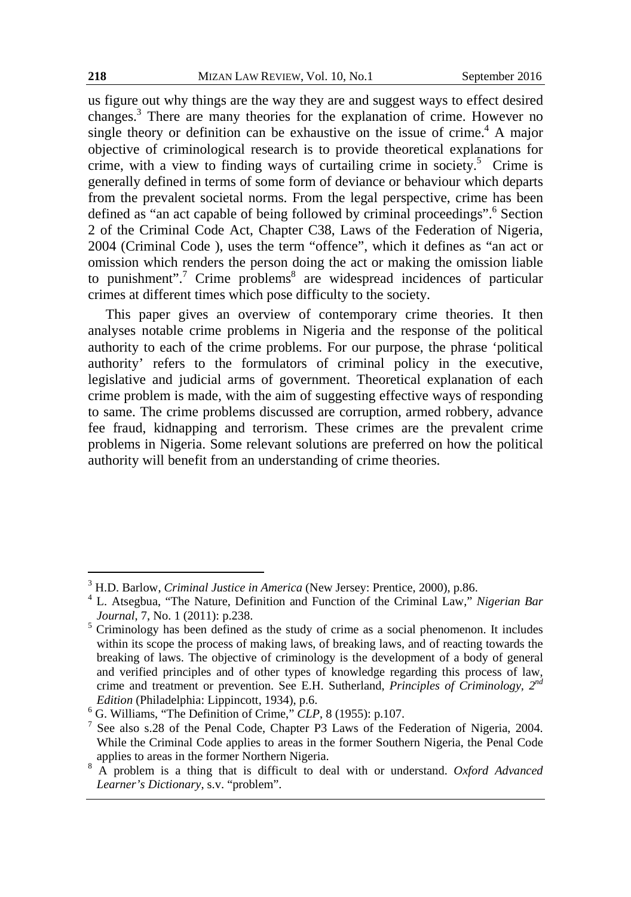us figure out why things are the way they are and suggest ways to effect desired changes.[3] There are many theories for the explanation of crime. However no single theory or definition can be exhaustive on the issue of crime.[4] A major objective of criminological research is to provide theoretical explanations for crime, with a view to finding ways of curtailing crime in society.[5] Crime is generally defined in terms of some form of deviance or behaviour which departs from the prevalent societal norms. From the legal perspective, crime has been defined as "an act capable of being followed by criminal proceedings".[6] Section 2 of the Criminal Code Act, Chapter C38, Laws of the Federation of Nigeria, 2004 (Criminal Code ), uses the term "offence", which it defines as "an act or omission which renders the person doing the act or making the omission liable to punishment".[7] Crime problems[8] are widespread incidences of particular crimes at different times which pose difficulty to the society.

This paper gives an overview of contemporary crime theories. It then analyses notable crime problems in Nigeria and the response of the political authority to each of the crime problems. For our purpose, the phrase 'political authority' refers to the formulators of criminal policy in the executive, legislative and judicial arms of government. Theoretical explanation of each crime problem is made, with the aim of suggesting effective ways of responding to same. The crime problems discussed are corruption, armed robbery, advance fee fraud, kidnapping and terrorism. These crimes are the prevalent crime problems in Nigeria. Some relevant solutions are preferred on how the political authority will benefit from an understanding of crime theories.

---

[3] H.D. Barlow, *Criminal Justice in America* (New Jersey: Prentice, 2000), p.86.

[4] L. Atsegbua, "The Nature, Definition and Function of the Criminal Law," *Nigerian Bar Journal*, 7, No. 1 (2011): p.238.

[5] Criminology has been defined as the study of crime as a social phenomenon. It includes within its scope the process of making laws, of breaking laws, and of reacting towards the breaking of laws. The objective of criminology is the development of a body of general and verified principles and of other types of knowledge regarding this process of law, crime and treatment or prevention. See E.H. Sutherland, *Principles of Criminology, 2nd Edition* (Philadelphia: Lippincott, 1934), p.6.

[6] G. Williams, "The Definition of Crime," *CLP*, 8 (1955): p.107.

[7] See also s.28 of the Penal Code, Chapter P3 Laws of the Federation of Nigeria, 2004. While the Criminal Code applies to areas in the former Southern Nigeria, the Penal Code applies to areas in the former Northern Nigeria.

[8] A problem is a thing that is difficult to deal with or understand. *Oxford Advanced Learner's Dictionary*, s.v. "problem".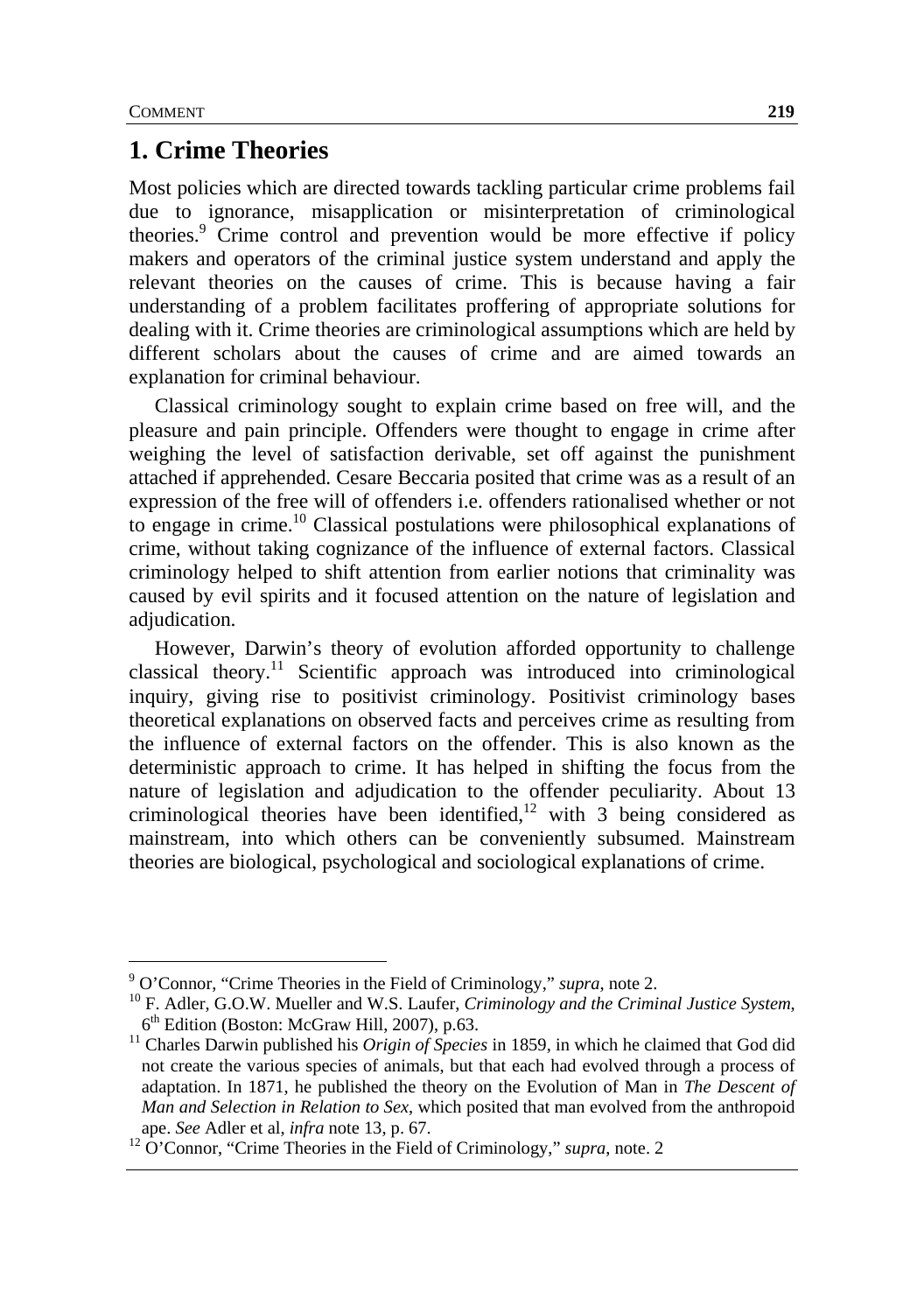## 1. Crime Theories

Most policies which are directed towards tackling particular crime problems fail due to ignorance, misapplication or misinterpretation of criminological theories.[9] Crime control and prevention would be more effective if policy makers and operators of the criminal justice system understand and apply the relevant theories on the causes of crime. This is because having a fair understanding of a problem facilitates proffering of appropriate solutions for dealing with it. Crime theories are criminological assumptions which are held by different scholars about the causes of crime and are aimed towards an explanation for criminal behaviour.

Classical criminology sought to explain crime based on free will, and the pleasure and pain principle. Offenders were thought to engage in crime after weighing the level of satisfaction derivable, set off against the punishment attached if apprehended. Cesare Beccaria posited that crime was as a result of an expression of the free will of offenders i.e. offenders rationalised whether or not to engage in crime.[10] Classical postulations were philosophical explanations of crime, without taking cognizance of the influence of external factors. Classical criminology helped to shift attention from earlier notions that criminality was caused by evil spirits and it focused attention on the nature of legislation and adjudication.

However, Darwin's theory of evolution afforded opportunity to challenge classical theory.[11] Scientific approach was introduced into criminological inquiry, giving rise to positivist criminology. Positivist criminology bases theoretical explanations on observed facts and perceives crime as resulting from the influence of external factors on the offender. This is also known as the deterministic approach to crime. It has helped in shifting the focus from the nature of legislation and adjudication to the offender peculiarity. About 13 criminological theories have been identified,[12] with 3 being considered as mainstream, into which others can be conveniently subsumed. Mainstream theories are biological, psychological and sociological explanations of crime.

---

[9] O'Connor, "Crime Theories in the Field of Criminology," *supra*, note 2.

[10] F. Adler, G.O.W. Mueller and W.S. Laufer, *Criminology and the Criminal Justice System*, 6th Edition (Boston: McGraw Hill, 2007), p.63.

[11] Charles Darwin published his *Origin of Species* in 1859, in which he claimed that God did not create the various species of animals, but that each had evolved through a process of adaptation. In 1871, he published the theory on the Evolution of Man in *The Descent of Man and Selection in Relation to Sex*, which posited that man evolved from the anthropoid ape. *See* Adler et al, *infra* note 13, p. 67.

[12] O'Connor, "Crime Theories in the Field of Criminology," *supra*, note. 2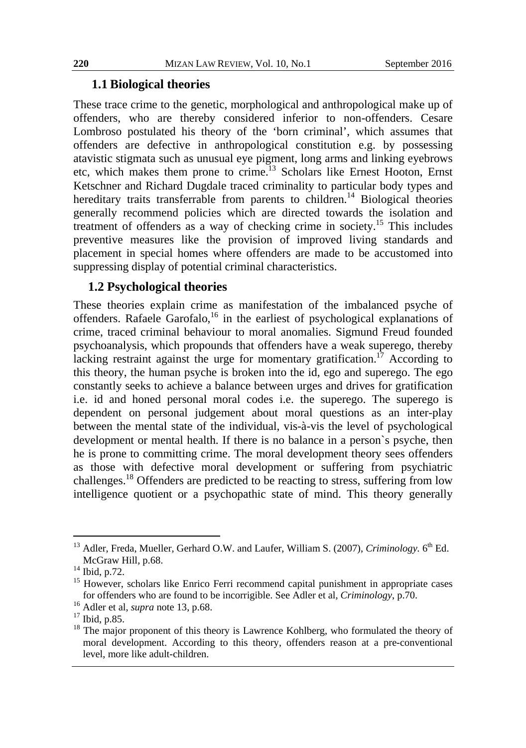### 1.1 Biological theories

These trace crime to the genetic, morphological and anthropological make up of offenders, who are thereby considered inferior to non-offenders. Cesare Lombroso postulated his theory of the 'born criminal', which assumes that offenders are defective in anthropological constitution e.g. by possessing atavistic stigmata such as unusual eye pigment, long arms and linking eyebrows etc, which makes them prone to crime.[13] Scholars like Ernest Hooton, Ernst Ketschner and Richard Dugdale traced criminality to particular body types and hereditary traits transferrable from parents to children.[14] Biological theories generally recommend policies which are directed towards the isolation and treatment of offenders as a way of checking crime in society.[15] This includes preventive measures like the provision of improved living standards and placement in special homes where offenders are made to be accustomed into suppressing display of potential criminal characteristics.

### 1.2 Psychological theories

These theories explain crime as manifestation of the imbalanced psyche of offenders. Rafaele Garofalo,[16] in the earliest of psychological explanations of crime, traced criminal behaviour to moral anomalies. Sigmund Freud founded psychoanalysis, which propounds that offenders have a weak superego, thereby lacking restraint against the urge for momentary gratification.[17] According to this theory, the human psyche is broken into the id, ego and superego. The ego constantly seeks to achieve a balance between urges and drives for gratification i.e. id and honed personal moral codes i.e. the superego. The superego is dependent on personal judgement about moral questions as an inter-play between the mental state of the individual, vis-à-vis the level of psychological development or mental health. If there is no balance in a person`s psyche, then he is prone to committing crime. The moral development theory sees offenders as those with defective moral development or suffering from psychiatric challenges.[18] Offenders are predicted to be reacting to stress, suffering from low intelligence quotient or a psychopathic state of mind. This theory generally

---

[13] Adler, Freda, Mueller, Gerhard O.W. and Laufer, William S. (2007), *Criminology.* 6th Ed. McGraw Hill, p.68.

[14] Ibid, p.72.

[15] However, scholars like Enrico Ferri recommend capital punishment in appropriate cases for offenders who are found to be incorrigible. See Adler et al, *Criminology*, p.70.

[16] Adler et al, *supra* note 13, p.68.

[17] Ibid, p.85.

[18] The major proponent of this theory is Lawrence Kohlberg, who formulated the theory of moral development. According to this theory, offenders reason at a pre-conventional level, more like adult-children.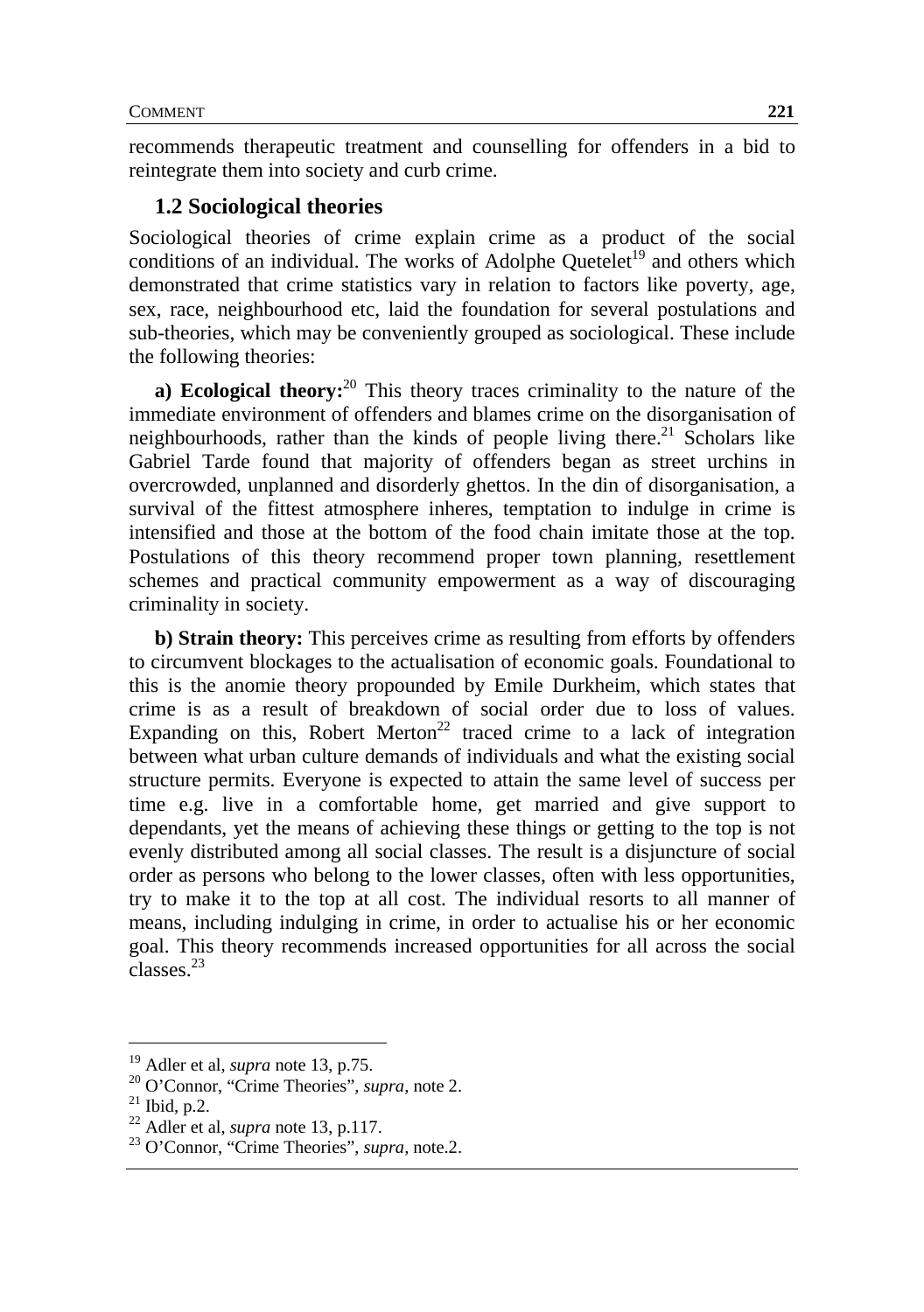recommends therapeutic treatment and counselling for offenders in a bid to reintegrate them into society and curb crime.

### 1.2 Sociological theories

Sociological theories of crime explain crime as a product of the social conditions of an individual. The works of Adolphe Quetelet[19] and others which demonstrated that crime statistics vary in relation to factors like poverty, age, sex, race, neighbourhood etc, laid the foundation for several postulations and sub-theories, which may be conveniently grouped as sociological. These include the following theories:

**a) Ecological theory:**[20] This theory traces criminality to the nature of the immediate environment of offenders and blames crime on the disorganisation of neighbourhoods, rather than the kinds of people living there.[21] Scholars like Gabriel Tarde found that majority of offenders began as street urchins in overcrowded, unplanned and disorderly ghettos. In the din of disorganisation, a survival of the fittest atmosphere inheres, temptation to indulge in crime is intensified and those at the bottom of the food chain imitate those at the top. Postulations of this theory recommend proper town planning, resettlement schemes and practical community empowerment as a way of discouraging criminality in society.

**b) Strain theory:** This perceives crime as resulting from efforts by offenders to circumvent blockages to the actualisation of economic goals. Foundational to this is the anomie theory propounded by Emile Durkheim, which states that crime is as a result of breakdown of social order due to loss of values. Expanding on this, Robert Merton[22] traced crime to a lack of integration between what urban culture demands of individuals and what the existing social structure permits. Everyone is expected to attain the same level of success per time e.g. live in a comfortable home, get married and give support to dependants, yet the means of achieving these things or getting to the top is not evenly distributed among all social classes. The result is a disjuncture of social order as persons who belong to the lower classes, often with less opportunities, try to make it to the top at all cost. The individual resorts to all manner of means, including indulging in crime, in order to actualise his or her economic goal. This theory recommends increased opportunities for all across the social classes.[23]

---

[19] Adler et al, *supra* note 13, p.75.

[20] O'Connor, "Crime Theories", *supra*, note 2.

[21] Ibid, p.2.

[22] Adler et al, *supra* note 13, p.117.

[23] O'Connor, "Crime Theories", *supra*, note.2.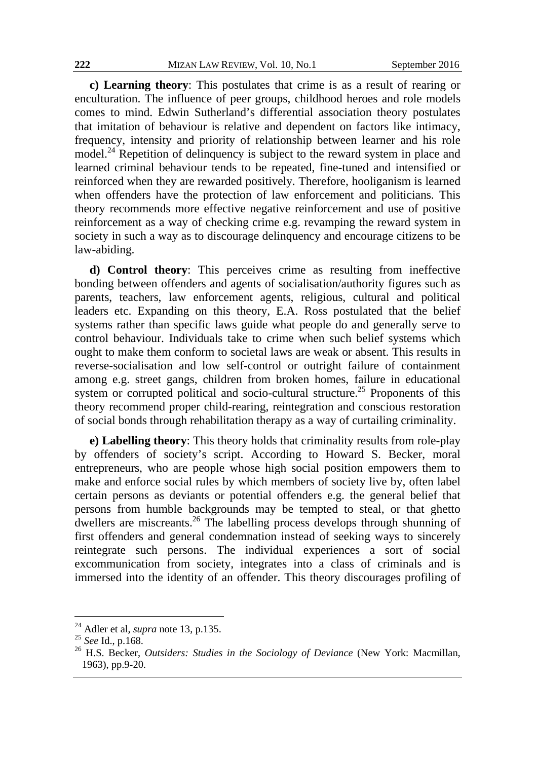**c) Learning theory**: This postulates that crime is as a result of rearing or enculturation. The influence of peer groups, childhood heroes and role models comes to mind. Edwin Sutherland's differential association theory postulates that imitation of behaviour is relative and dependent on factors like intimacy, frequency, intensity and priority of relationship between learner and his role model.[24] Repetition of delinquency is subject to the reward system in place and learned criminal behaviour tends to be repeated, fine-tuned and intensified or reinforced when they are rewarded positively. Therefore, hooliganism is learned when offenders have the protection of law enforcement and politicians. This theory recommends more effective negative reinforcement and use of positive reinforcement as a way of checking crime e.g. revamping the reward system in society in such a way as to discourage delinquency and encourage citizens to be law-abiding.

**d) Control theory**: This perceives crime as resulting from ineffective bonding between offenders and agents of socialisation/authority figures such as parents, teachers, law enforcement agents, religious, cultural and political leaders etc. Expanding on this theory, E.A. Ross postulated that the belief systems rather than specific laws guide what people do and generally serve to control behaviour. Individuals take to crime when such belief systems which ought to make them conform to societal laws are weak or absent. This results in reverse-socialisation and low self-control or outright failure of containment among e.g. street gangs, children from broken homes, failure in educational system or corrupted political and socio-cultural structure.[25] Proponents of this theory recommend proper child-rearing, reintegration and conscious restoration of social bonds through rehabilitation therapy as a way of curtailing criminality.

**e) Labelling theory**: This theory holds that criminality results from role-play by offenders of society's script. According to Howard S. Becker, moral entrepreneurs, who are people whose high social position empowers them to make and enforce social rules by which members of society live by, often label certain persons as deviants or potential offenders e.g. the general belief that persons from humble backgrounds may be tempted to steal, or that ghetto dwellers are miscreants.[26] The labelling process develops through shunning of first offenders and general condemnation instead of seeking ways to sincerely reintegrate such persons. The individual experiences a sort of social excommunication from society, integrates into a class of criminals and is immersed into the identity of an offender. This theory discourages profiling of

---

[24] Adler et al, *supra* note 13, p.135.

[25] *See* Id., p.168.

[26] H.S. Becker, *Outsiders: Studies in the Sociology of Deviance* (New York: Macmillan, 1963), pp.9-20.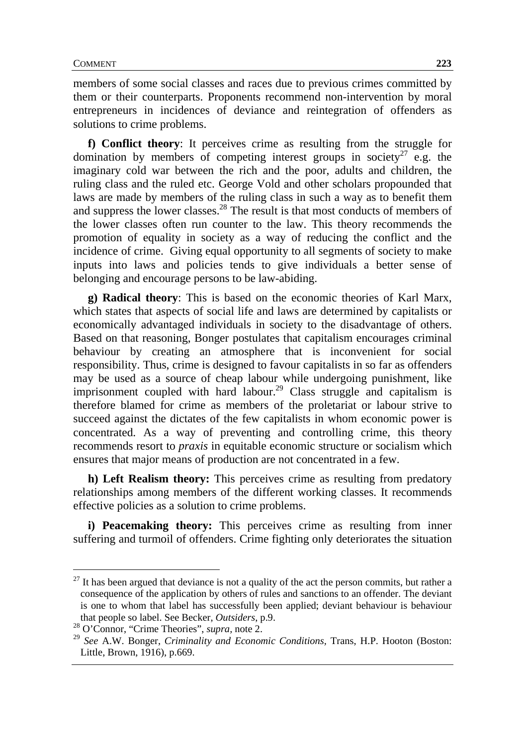members of some social classes and races due to previous crimes committed by them or their counterparts. Proponents recommend non-intervention by moral entrepreneurs in incidences of deviance and reintegration of offenders as solutions to crime problems.

**f) Conflict theory**: It perceives crime as resulting from the struggle for domination by members of competing interest groups in society[27] e.g. the imaginary cold war between the rich and the poor, adults and children, the ruling class and the ruled etc. George Vold and other scholars propounded that laws are made by members of the ruling class in such a way as to benefit them and suppress the lower classes.[28] The result is that most conducts of members of the lower classes often run counter to the law. This theory recommends the promotion of equality in society as a way of reducing the conflict and the incidence of crime. Giving equal opportunity to all segments of society to make inputs into laws and policies tends to give individuals a better sense of belonging and encourage persons to be law-abiding.

**g) Radical theory**: This is based on the economic theories of Karl Marx, which states that aspects of social life and laws are determined by capitalists or economically advantaged individuals in society to the disadvantage of others. Based on that reasoning, Bonger postulates that capitalism encourages criminal behaviour by creating an atmosphere that is inconvenient for social responsibility. Thus, crime is designed to favour capitalists in so far as offenders may be used as a source of cheap labour while undergoing punishment, like imprisonment coupled with hard labour.[29] Class struggle and capitalism is therefore blamed for crime as members of the proletariat or labour strive to succeed against the dictates of the few capitalists in whom economic power is concentrated. As a way of preventing and controlling crime, this theory recommends resort to *praxis* in equitable economic structure or socialism which ensures that major means of production are not concentrated in a few.

**h) Left Realism theory:** This perceives crime as resulting from predatory relationships among members of the different working classes. It recommends effective policies as a solution to crime problems.

**i) Peacemaking theory:** This perceives crime as resulting from inner suffering and turmoil of offenders. Crime fighting only deteriorates the situation

---

[27] It has been argued that deviance is not a quality of the act the person commits, but rather a consequence of the application by others of rules and sanctions to an offender. The deviant is one to whom that label has successfully been applied; deviant behaviour is behaviour that people so label. See Becker, *Outsiders*, p.9.

[28] O'Connor, "Crime Theories", *supra*, note 2.

[29] *See* A.W. Bonger, *Criminality and Economic Conditions*, Trans, H.P. Hooton (Boston: Little, Brown, 1916), p.669.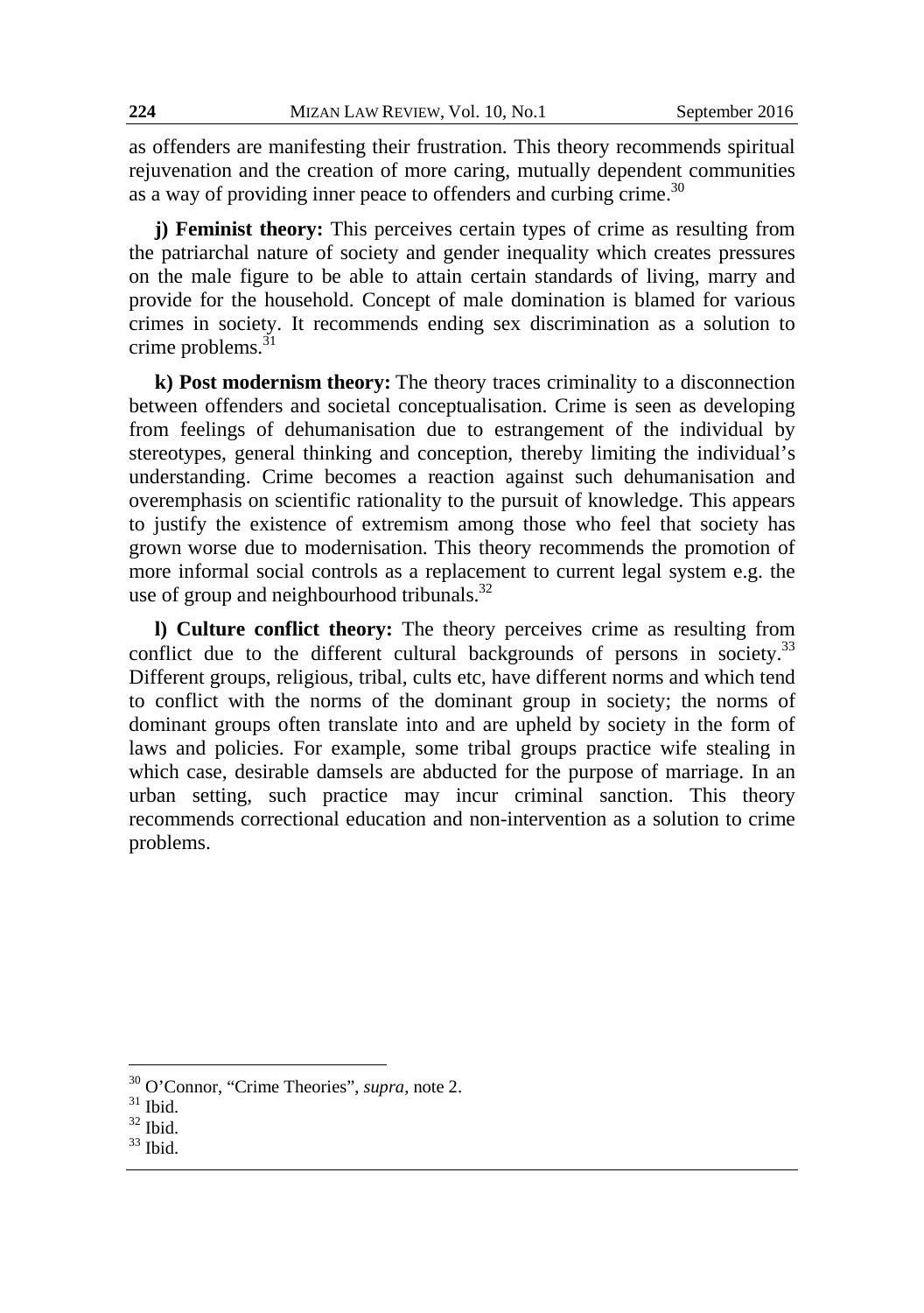as offenders are manifesting their frustration. This theory recommends spiritual rejuvenation and the creation of more caring, mutually dependent communities as a way of providing inner peace to offenders and curbing crime.[30]

**j) Feminist theory:** This perceives certain types of crime as resulting from the patriarchal nature of society and gender inequality which creates pressures on the male figure to be able to attain certain standards of living, marry and provide for the household. Concept of male domination is blamed for various crimes in society. It recommends ending sex discrimination as a solution to crime problems.[31]

**k) Post modernism theory:** The theory traces criminality to a disconnection between offenders and societal conceptualisation. Crime is seen as developing from feelings of dehumanisation due to estrangement of the individual by stereotypes, general thinking and conception, thereby limiting the individual's understanding. Crime becomes a reaction against such dehumanisation and overemphasis on scientific rationality to the pursuit of knowledge. This appears to justify the existence of extremism among those who feel that society has grown worse due to modernisation. This theory recommends the promotion of more informal social controls as a replacement to current legal system e.g. the use of group and neighbourhood tribunals.[32]

**l) Culture conflict theory:** The theory perceives crime as resulting from conflict due to the different cultural backgrounds of persons in society.[33] Different groups, religious, tribal, cults etc, have different norms and which tend to conflict with the norms of the dominant group in society; the norms of dominant groups often translate into and are upheld by society in the form of laws and policies. For example, some tribal groups practice wife stealing in which case, desirable damsels are abducted for the purpose of marriage. In an urban setting, such practice may incur criminal sanction. This theory recommends correctional education and non-intervention as a solution to crime problems.

---

[30] O'Connor, "Crime Theories", *supra*, note 2.

[31] Ibid.

[32] Ibid.

[33] Ibid.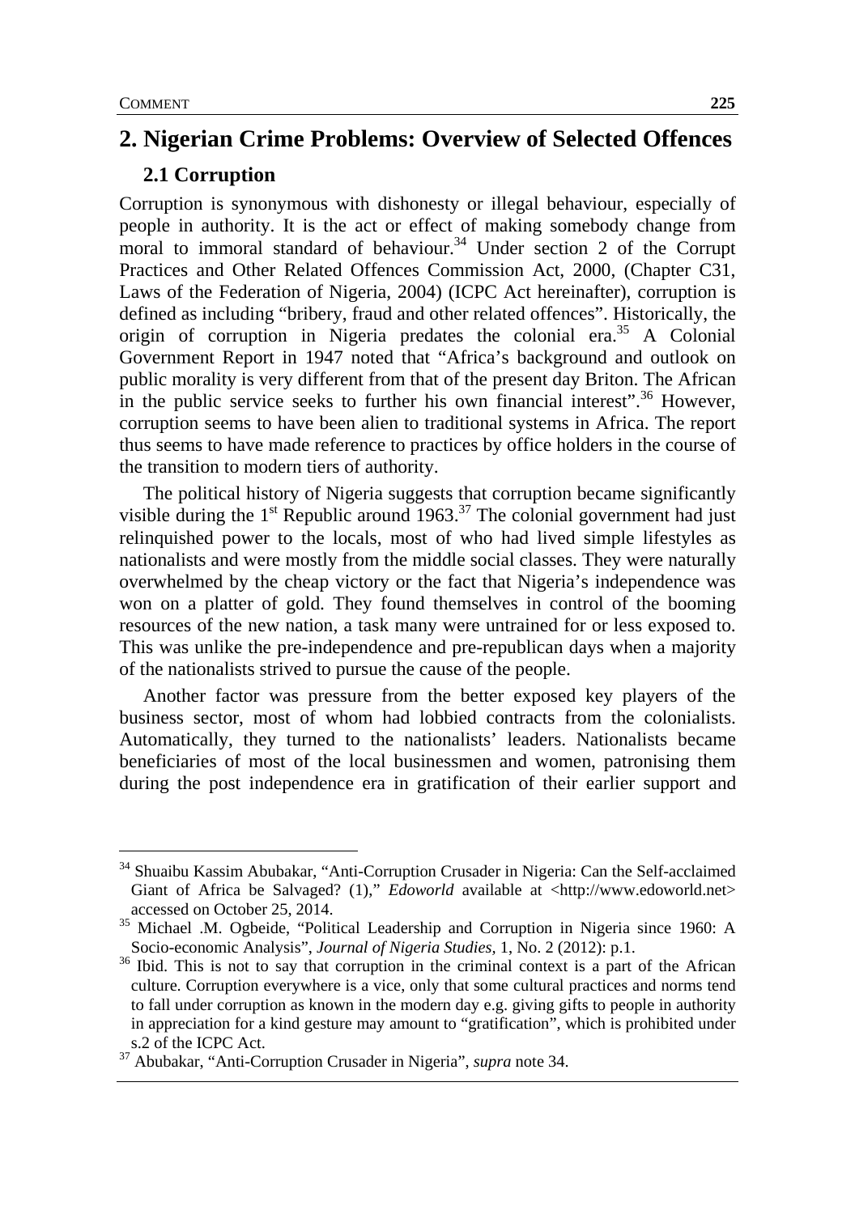## 2. Nigerian Crime Problems: Overview of Selected Offences

### 2.1 Corruption

Corruption is synonymous with dishonesty or illegal behaviour, especially of people in authority. It is the act or effect of making somebody change from moral to immoral standard of behaviour.[34] Under section 2 of the Corrupt Practices and Other Related Offences Commission Act, 2000, (Chapter C31, Laws of the Federation of Nigeria, 2004) (ICPC Act hereinafter), corruption is defined as including "bribery, fraud and other related offences". Historically, the origin of corruption in Nigeria predates the colonial era.[35] A Colonial Government Report in 1947 noted that "Africa's background and outlook on public morality is very different from that of the present day Briton. The African in the public service seeks to further his own financial interest".[36] However, corruption seems to have been alien to traditional systems in Africa. The report thus seems to have made reference to practices by office holders in the course of the transition to modern tiers of authority.

The political history of Nigeria suggests that corruption became significantly visible during the 1st Republic around 1963.[37] The colonial government had just relinquished power to the locals, most of who had lived simple lifestyles as nationalists and were mostly from the middle social classes. They were naturally overwhelmed by the cheap victory or the fact that Nigeria's independence was won on a platter of gold. They found themselves in control of the booming resources of the new nation, a task many were untrained for or less exposed to. This was unlike the pre-independence and pre-republican days when a majority of the nationalists strived to pursue the cause of the people.

Another factor was pressure from the better exposed key players of the business sector, most of whom had lobbied contracts from the colonialists. Automatically, they turned to the nationalists' leaders. Nationalists became beneficiaries of most of the local businessmen and women, patronising them during the post independence era in gratification of their earlier support and

---

[34] Shuaibu Kassim Abubakar, "Anti-Corruption Crusader in Nigeria: Can the Self-acclaimed Giant of Africa be Salvaged? (1)," *Edoworld* available at <http://www.edoworld.net> accessed on October 25, 2014.

[35] Michael .M. Ogbeide, "Political Leadership and Corruption in Nigeria since 1960: A Socio-economic Analysis", *Journal of Nigeria Studies*, 1, No. 2 (2012): p.1.

[36] Ibid. This is not to say that corruption in the criminal context is a part of the African culture. Corruption everywhere is a vice, only that some cultural practices and norms tend to fall under corruption as known in the modern day e.g. giving gifts to people in authority in appreciation for a kind gesture may amount to "gratification", which is prohibited under s.2 of the ICPC Act.

[37] Abubakar, "Anti-Corruption Crusader in Nigeria", *supra* note 34.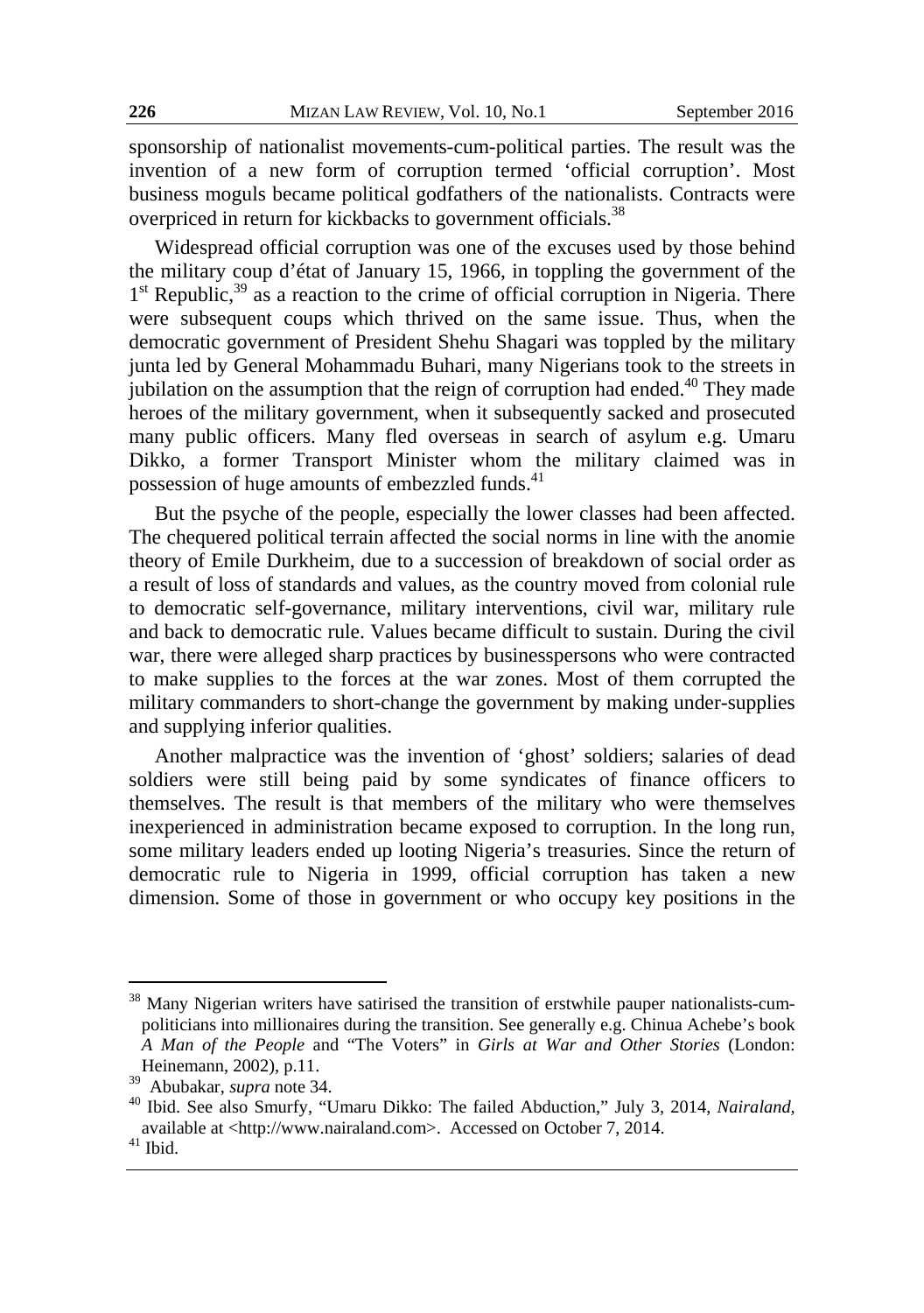sponsorship of nationalist movements-cum-political parties. The result was the invention of a new form of corruption termed 'official corruption'. Most business moguls became political godfathers of the nationalists. Contracts were overpriced in return for kickbacks to government officials.[38]

Widespread official corruption was one of the excuses used by those behind the military coup d'état of January 15, 1966, in toppling the government of the 1st Republic,[39] as a reaction to the crime of official corruption in Nigeria. There were subsequent coups which thrived on the same issue. Thus, when the democratic government of President Shehu Shagari was toppled by the military junta led by General Mohammadu Buhari, many Nigerians took to the streets in jubilation on the assumption that the reign of corruption had ended.[40] They made heroes of the military government, when it subsequently sacked and prosecuted many public officers. Many fled overseas in search of asylum e.g. Umaru Dikko, a former Transport Minister whom the military claimed was in possession of huge amounts of embezzled funds.[41]

But the psyche of the people, especially the lower classes had been affected. The chequered political terrain affected the social norms in line with the anomie theory of Emile Durkheim, due to a succession of breakdown of social order as a result of loss of standards and values, as the country moved from colonial rule to democratic self-governance, military interventions, civil war, military rule and back to democratic rule. Values became difficult to sustain. During the civil war, there were alleged sharp practices by businesspersons who were contracted to make supplies to the forces at the war zones. Most of them corrupted the military commanders to short-change the government by making under-supplies and supplying inferior qualities.

Another malpractice was the invention of 'ghost' soldiers; salaries of dead soldiers were still being paid by some syndicates of finance officers to themselves. The result is that members of the military who were themselves inexperienced in administration became exposed to corruption. In the long run, some military leaders ended up looting Nigeria's treasuries. Since the return of democratic rule to Nigeria in 1999, official corruption has taken a new dimension. Some of those in government or who occupy key positions in the

---

[38] Many Nigerian writers have satirised the transition of erstwhile pauper nationalists-cum-politicians into millionaires during the transition. See generally e.g. Chinua Achebe's book *A Man of the People* and "The Voters" in *Girls at War and Other Stories* (London: Heinemann, 2002), p.11.

[39] Abubakar, *supra* note 34.

[40] Ibid. See also Smurfy, "Umaru Dikko: The failed Abduction," July 3, 2014, *Nairaland*, available at <http://www.nairaland.com>. Accessed on October 7, 2014.

[41] Ibid.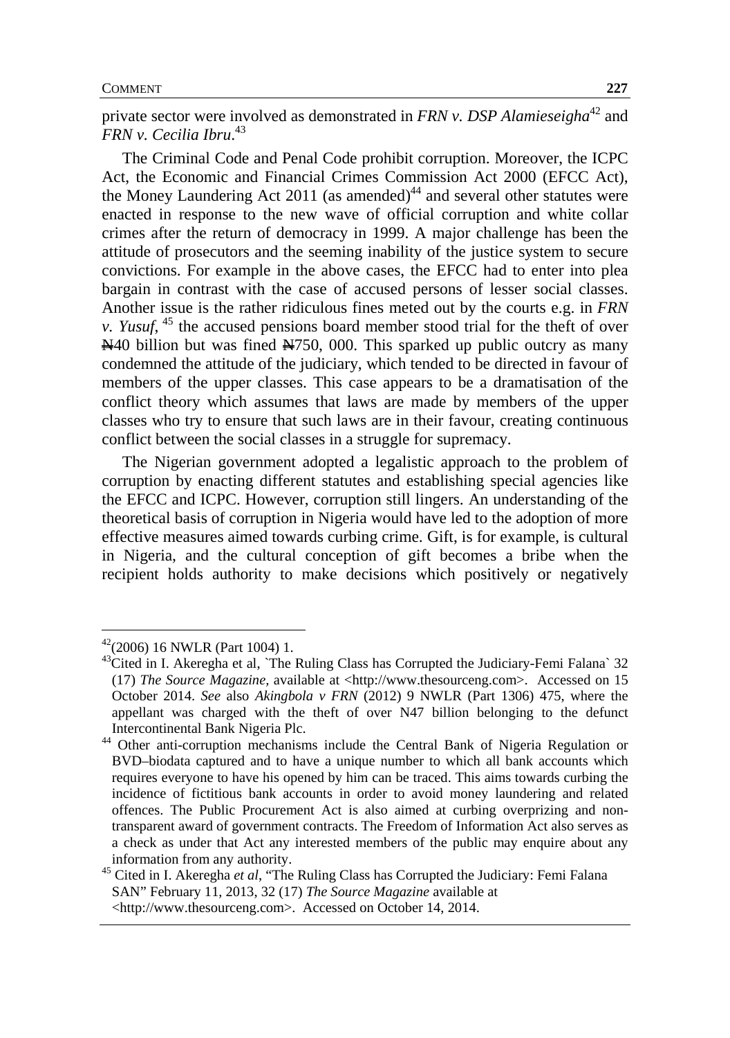private sector were involved as demonstrated in *FRN v. DSP Alamieseigha*[42] and *FRN v. Cecilia Ibru*.[43]

The Criminal Code and Penal Code prohibit corruption. Moreover, the ICPC Act, the Economic and Financial Crimes Commission Act 2000 (EFCC Act), the Money Laundering Act 2011 (as amended)[44] and several other statutes were enacted in response to the new wave of official corruption and white collar crimes after the return of democracy in 1999. A major challenge has been the attitude of prosecutors and the seeming inability of the justice system to secure convictions. For example in the above cases, the EFCC had to enter into plea bargain in contrast with the case of accused persons of lesser social classes. Another issue is the rather ridiculous fines meted out by the courts e.g. in *FRN v. Yusuf*, [45] the accused pensions board member stood trial for the theft of over ₦40 billion but was fined ₦750, 000. This sparked up public outcry as many condemned the attitude of the judiciary, which tended to be directed in favour of members of the upper classes. This case appears to be a dramatisation of the conflict theory which assumes that laws are made by members of the upper classes who try to ensure that such laws are in their favour, creating continuous conflict between the social classes in a struggle for supremacy.

The Nigerian government adopted a legalistic approach to the problem of corruption by enacting different statutes and establishing special agencies like the EFCC and ICPC. However, corruption still lingers. An understanding of the theoretical basis of corruption in Nigeria would have led to the adoption of more effective measures aimed towards curbing crime. Gift, is for example, is cultural in Nigeria, and the cultural conception of gift becomes a bribe when the recipient holds authority to make decisions which positively or negatively

---

[42](2006) 16 NWLR (Part 1004) 1.

[43]Cited in I. Akeregha et al, `The Ruling Class has Corrupted the Judiciary-Femi Falana` 32 (17) *The Source Magazine,* available at <http://www.thesourceng.com>. Accessed on 15 October 2014. *See* also *Akingbola v FRN* (2012) 9 NWLR (Part 1306) 475, where the appellant was charged with the theft of over N47 billion belonging to the defunct Intercontinental Bank Nigeria Plc.

[44] Other anti-corruption mechanisms include the Central Bank of Nigeria Regulation or BVD–biodata captured and to have a unique number to which all bank accounts which requires everyone to have his opened by him can be traced. This aims towards curbing the incidence of fictitious bank accounts in order to avoid money laundering and related offences. The Public Procurement Act is also aimed at curbing overprizing and non-transparent award of government contracts. The Freedom of Information Act also serves as a check as under that Act any interested members of the public may enquire about any information from any authority.

[45] Cited in I. Akeregha *et al*, "The Ruling Class has Corrupted the Judiciary: Femi Falana SAN" February 11, 2013, 32 (17) *The Source Magazine* available at <http://www.thesourceng.com>. Accessed on October 14, 2014.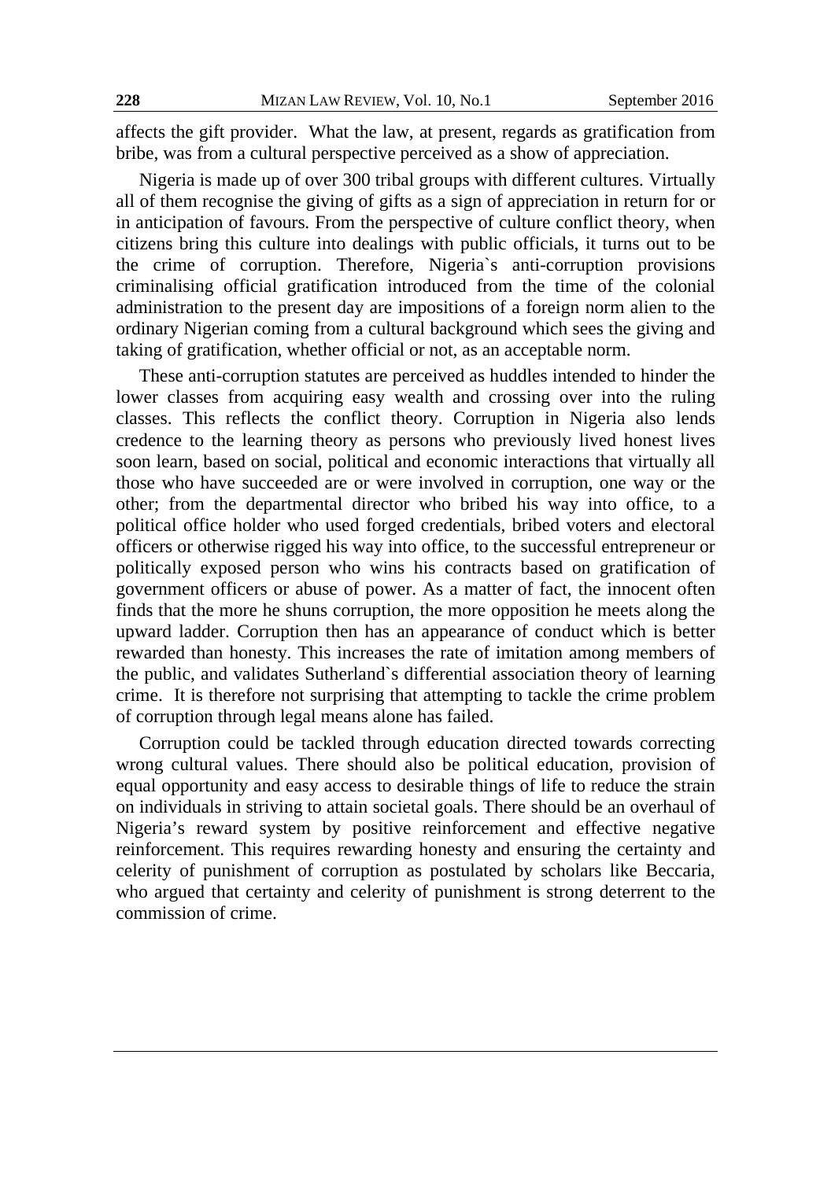affects the gift provider. What the law, at present, regards as gratification from bribe, was from a cultural perspective perceived as a show of appreciation.

Nigeria is made up of over 300 tribal groups with different cultures. Virtually all of them recognise the giving of gifts as a sign of appreciation in return for or in anticipation of favours. From the perspective of culture conflict theory, when citizens bring this culture into dealings with public officials, it turns out to be the crime of corruption. Therefore, Nigeria`s anti-corruption provisions criminalising official gratification introduced from the time of the colonial administration to the present day are impositions of a foreign norm alien to the ordinary Nigerian coming from a cultural background which sees the giving and taking of gratification, whether official or not, as an acceptable norm.

These anti-corruption statutes are perceived as huddles intended to hinder the lower classes from acquiring easy wealth and crossing over into the ruling classes. This reflects the conflict theory. Corruption in Nigeria also lends credence to the learning theory as persons who previously lived honest lives soon learn, based on social, political and economic interactions that virtually all those who have succeeded are or were involved in corruption, one way or the other; from the departmental director who bribed his way into office, to a political office holder who used forged credentials, bribed voters and electoral officers or otherwise rigged his way into office, to the successful entrepreneur or politically exposed person who wins his contracts based on gratification of government officers or abuse of power. As a matter of fact, the innocent often finds that the more he shuns corruption, the more opposition he meets along the upward ladder. Corruption then has an appearance of conduct which is better rewarded than honesty. This increases the rate of imitation among members of the public, and validates Sutherland`s differential association theory of learning crime. It is therefore not surprising that attempting to tackle the crime problem of corruption through legal means alone has failed.

Corruption could be tackled through education directed towards correcting wrong cultural values. There should also be political education, provision of equal opportunity and easy access to desirable things of life to reduce the strain on individuals in striving to attain societal goals. There should be an overhaul of Nigeria's reward system by positive reinforcement and effective negative reinforcement. This requires rewarding honesty and ensuring the certainty and celerity of punishment of corruption as postulated by scholars like Beccaria, who argued that certainty and celerity of punishment is strong deterrent to the commission of crime.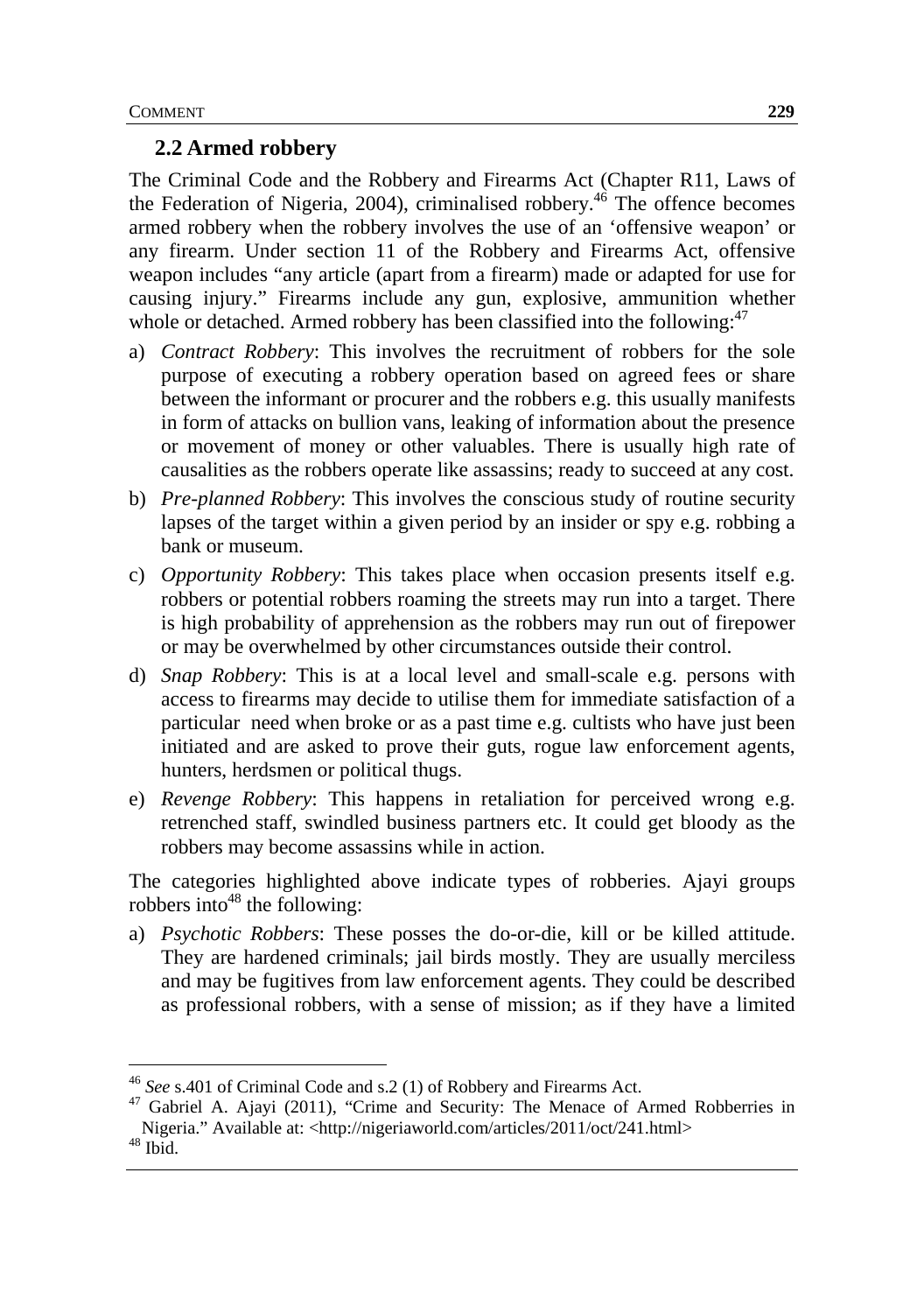## 2.2 Armed robbery

The Criminal Code and the Robbery and Firearms Act (Chapter R11, Laws of the Federation of Nigeria, 2004), criminalised robbery.[46] The offence becomes armed robbery when the robbery involves the use of an 'offensive weapon' or any firearm. Under section 11 of the Robbery and Firearms Act, offensive weapon includes "any article (apart from a firearm) made or adapted for use for causing injury." Firearms include any gun, explosive, ammunition whether whole or detached. Armed robbery has been classified into the following:[47]

a) *Contract Robbery*: This involves the recruitment of robbers for the sole purpose of executing a robbery operation based on agreed fees or share between the informant or procurer and the robbers e.g. this usually manifests in form of attacks on bullion vans, leaking of information about the presence or movement of money or other valuables. There is usually high rate of causalities as the robbers operate like assassins; ready to succeed at any cost.
b) *Pre-planned Robbery*: This involves the conscious study of routine security lapses of the target within a given period by an insider or spy e.g. robbing a bank or museum.
c) *Opportunity Robbery*: This takes place when occasion presents itself e.g. robbers or potential robbers roaming the streets may run into a target. There is high probability of apprehension as the robbers may run out of firepower or may be overwhelmed by other circumstances outside their control.
d) *Snap Robbery*: This is at a local level and small-scale e.g. persons with access to firearms may decide to utilise them for immediate satisfaction of a particular need when broke or as a past time e.g. cultists who have just been initiated and are asked to prove their guts, rogue law enforcement agents, hunters, herdsmen or political thugs.
e) *Revenge Robbery*: This happens in retaliation for perceived wrong e.g. retrenched staff, swindled business partners etc. It could get bloody as the robbers may become assassins while in action.

The categories highlighted above indicate types of robberies. Ajayi groups robbers into[48] the following:

a) *Psychotic Robbers*: These posses the do-or-die, kill or be killed attitude. They are hardened criminals; jail birds mostly. They are usually merciless and may be fugitives from law enforcement agents. They could be described as professional robbers, with a sense of mission; as if they have a limited

---

[46] *See* s.401 of Criminal Code and s.2 (1) of Robbery and Firearms Act.

[47] Gabriel A. Ajayi (2011), "Crime and Security: The Menace of Armed Robberries in Nigeria." Available at: <http://nigeriaworld.com/articles/2011/oct/241.html>

[48] Ibid.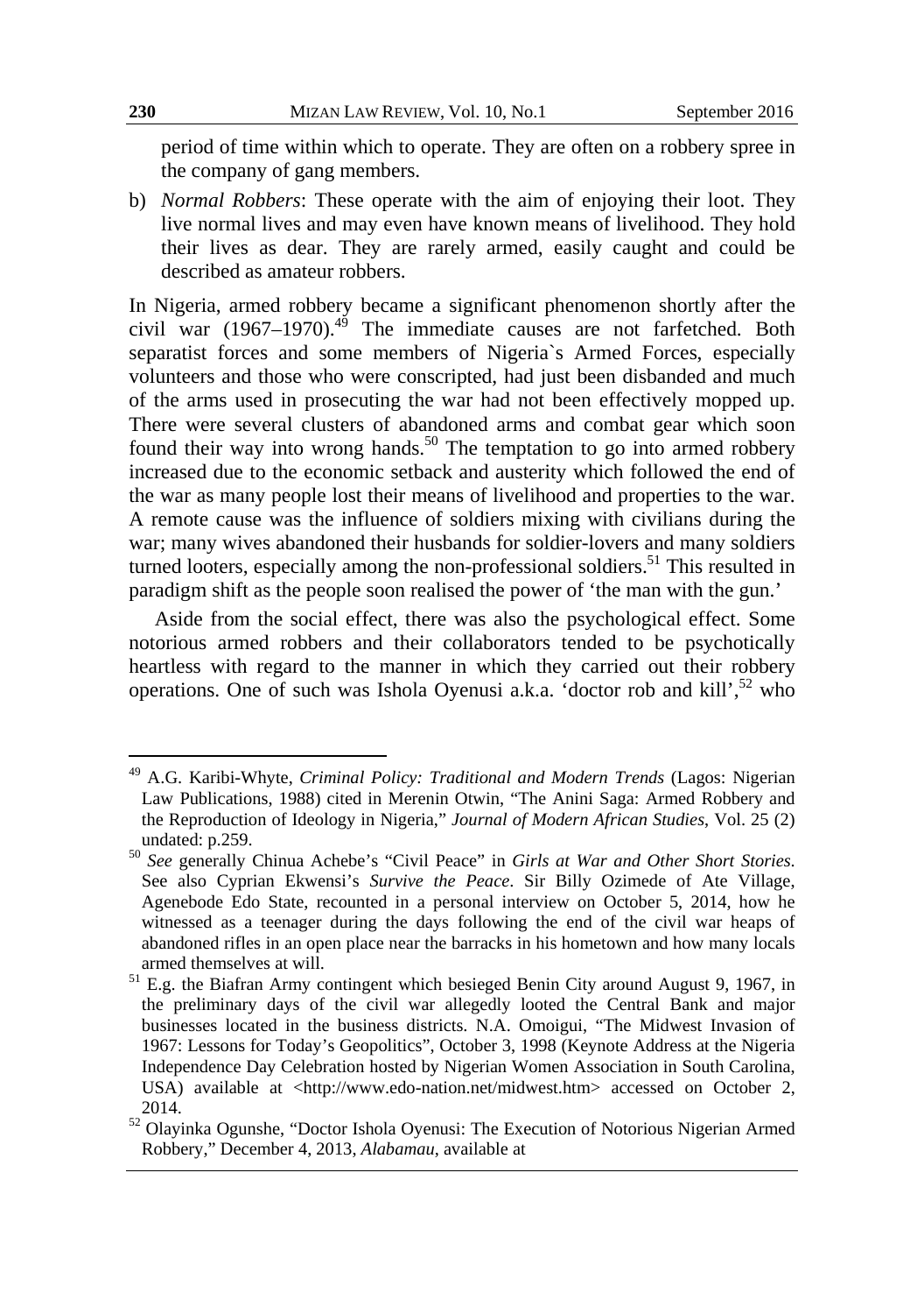period of time within which to operate. They are often on a robbery spree in the company of gang members.

b) *Normal Robbers*: These operate with the aim of enjoying their loot. They live normal lives and may even have known means of livelihood. They hold their lives as dear. They are rarely armed, easily caught and could be described as amateur robbers.

In Nigeria, armed robbery became a significant phenomenon shortly after the civil war (1967–1970).[49] The immediate causes are not farfetched. Both separatist forces and some members of Nigeria`s Armed Forces, especially volunteers and those who were conscripted, had just been disbanded and much of the arms used in prosecuting the war had not been effectively mopped up. There were several clusters of abandoned arms and combat gear which soon found their way into wrong hands.[50] The temptation to go into armed robbery increased due to the economic setback and austerity which followed the end of the war as many people lost their means of livelihood and properties to the war. A remote cause was the influence of soldiers mixing with civilians during the war; many wives abandoned their husbands for soldier-lovers and many soldiers turned looters, especially among the non-professional soldiers.[51] This resulted in paradigm shift as the people soon realised the power of 'the man with the gun.'

Aside from the social effect, there was also the psychological effect. Some notorious armed robbers and their collaborators tended to be psychotically heartless with regard to the manner in which they carried out their robbery operations. One of such was Ishola Oyenusi a.k.a. 'doctor rob and kill',[52] who

---

[49] A.G. Karibi-Whyte, *Criminal Policy: Traditional and Modern Trends* (Lagos: Nigerian Law Publications, 1988) cited in Merenin Otwin, "The Anini Saga: Armed Robbery and the Reproduction of Ideology in Nigeria," *Journal of Modern African Studies*, Vol. 25 (2) undated: p.259.

[50] *See* generally Chinua Achebe's "Civil Peace" in *Girls at War and Other Short Stories*. See also Cyprian Ekwensi's *Survive the Peace*. Sir Billy Ozimede of Ate Village, Agenebode Edo State, recounted in a personal interview on October 5, 2014, how he witnessed as a teenager during the days following the end of the civil war heaps of abandoned rifles in an open place near the barracks in his hometown and how many locals armed themselves at will.

[51] E.g. the Biafran Army contingent which besieged Benin City around August 9, 1967, in the preliminary days of the civil war allegedly looted the Central Bank and major businesses located in the business districts. N.A. Omoigui, "The Midwest Invasion of 1967: Lessons for Today's Geopolitics", October 3, 1998 (Keynote Address at the Nigeria Independence Day Celebration hosted by Nigerian Women Association in South Carolina, USA) available at <http://www.edo-nation.net/midwest.htm> accessed on October 2, 2014.

[52] Olayinka Ogunshe, "Doctor Ishola Oyenusi: The Execution of Notorious Nigerian Armed Robbery," December 4, 2013, *Alabamau*, available at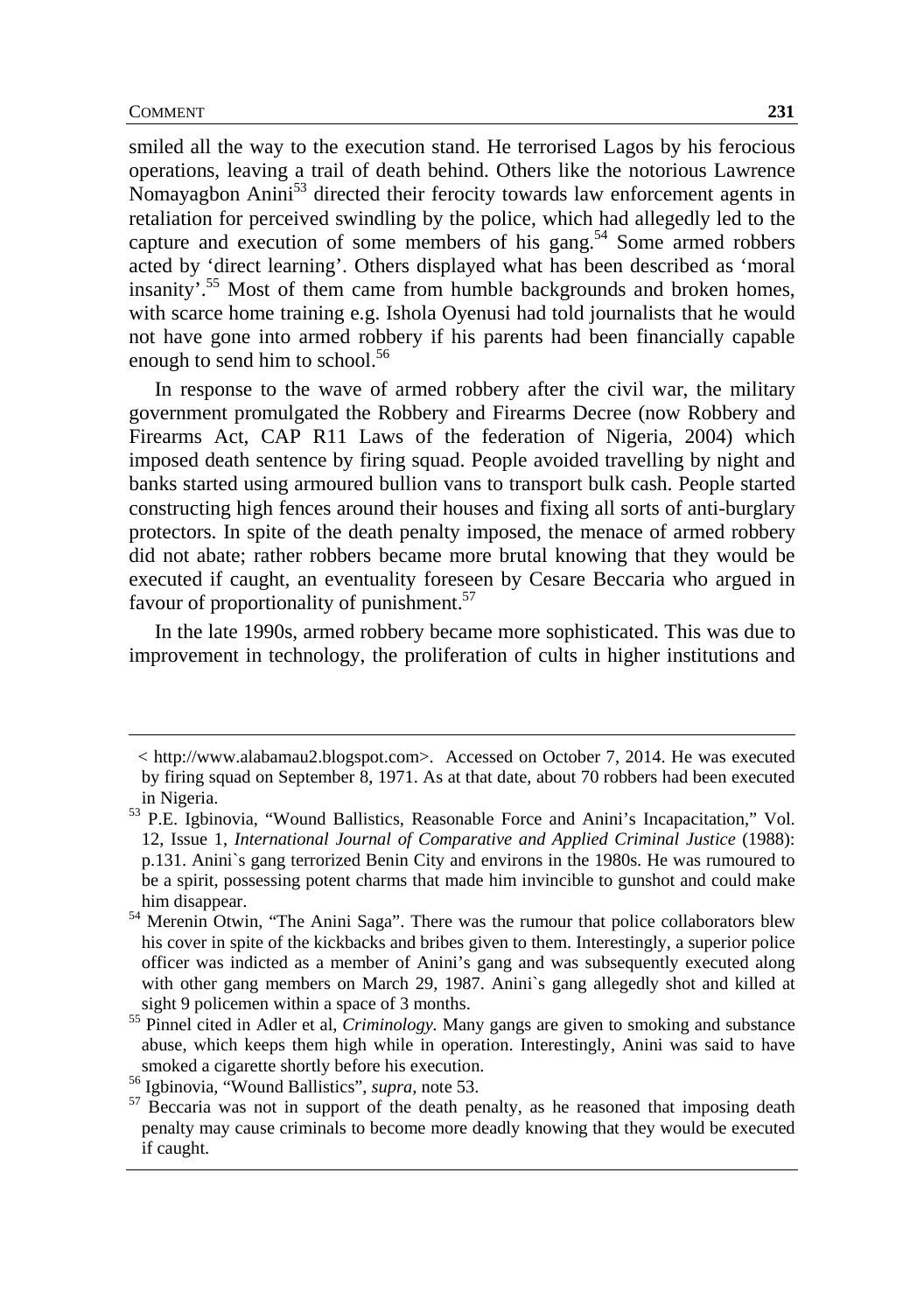smiled all the way to the execution stand. He terrorised Lagos by his ferocious operations, leaving a trail of death behind. Others like the notorious Lawrence Nomayagbon Anini[53] directed their ferocity towards law enforcement agents in retaliation for perceived swindling by the police, which had allegedly led to the capture and execution of some members of his gang.[54] Some armed robbers acted by 'direct learning'. Others displayed what has been described as 'moral insanity'.[55] Most of them came from humble backgrounds and broken homes, with scarce home training e.g. Ishola Oyenusi had told journalists that he would not have gone into armed robbery if his parents had been financially capable enough to send him to school.[56]

In response to the wave of armed robbery after the civil war, the military government promulgated the Robbery and Firearms Decree (now Robbery and Firearms Act, CAP R11 Laws of the federation of Nigeria, 2004) which imposed death sentence by firing squad. People avoided travelling by night and banks started using armoured bullion vans to transport bulk cash. People started constructing high fences around their houses and fixing all sorts of anti-burglary protectors. In spite of the death penalty imposed, the menace of armed robbery did not abate; rather robbers became more brutal knowing that they would be executed if caught, an eventuality foreseen by Cesare Beccaria who argued in favour of proportionality of punishment.[57]

In the late 1990s, armed robbery became more sophisticated. This was due to improvement in technology, the proliferation of cults in higher institutions and

---

< http://www.alabamau2.blogspot.com>. Accessed on October 7, 2014. He was executed by firing squad on September 8, 1971. As at that date, about 70 robbers had been executed in Nigeria.

[53] P.E. Igbinovia, "Wound Ballistics, Reasonable Force and Anini's Incapacitation," Vol. 12, Issue 1, *International Journal of Comparative and Applied Criminal Justice* (1988): p.131. Anini`s gang terrorized Benin City and environs in the 1980s. He was rumoured to be a spirit, possessing potent charms that made him invincible to gunshot and could make him disappear.

[54] Merenin Otwin, "The Anini Saga". There was the rumour that police collaborators blew his cover in spite of the kickbacks and bribes given to them. Interestingly, a superior police officer was indicted as a member of Anini's gang and was subsequently executed along with other gang members on March 29, 1987. Anini`s gang allegedly shot and killed at sight 9 policemen within a space of 3 months.

[55] Pinnel cited in Adler et al, *Criminology.* Many gangs are given to smoking and substance abuse, which keeps them high while in operation. Interestingly, Anini was said to have smoked a cigarette shortly before his execution.

[56] Igbinovia, "Wound Ballistics", *supra*, note 53.

[57] Beccaria was not in support of the death penalty, as he reasoned that imposing death penalty may cause criminals to become more deadly knowing that they would be executed if caught.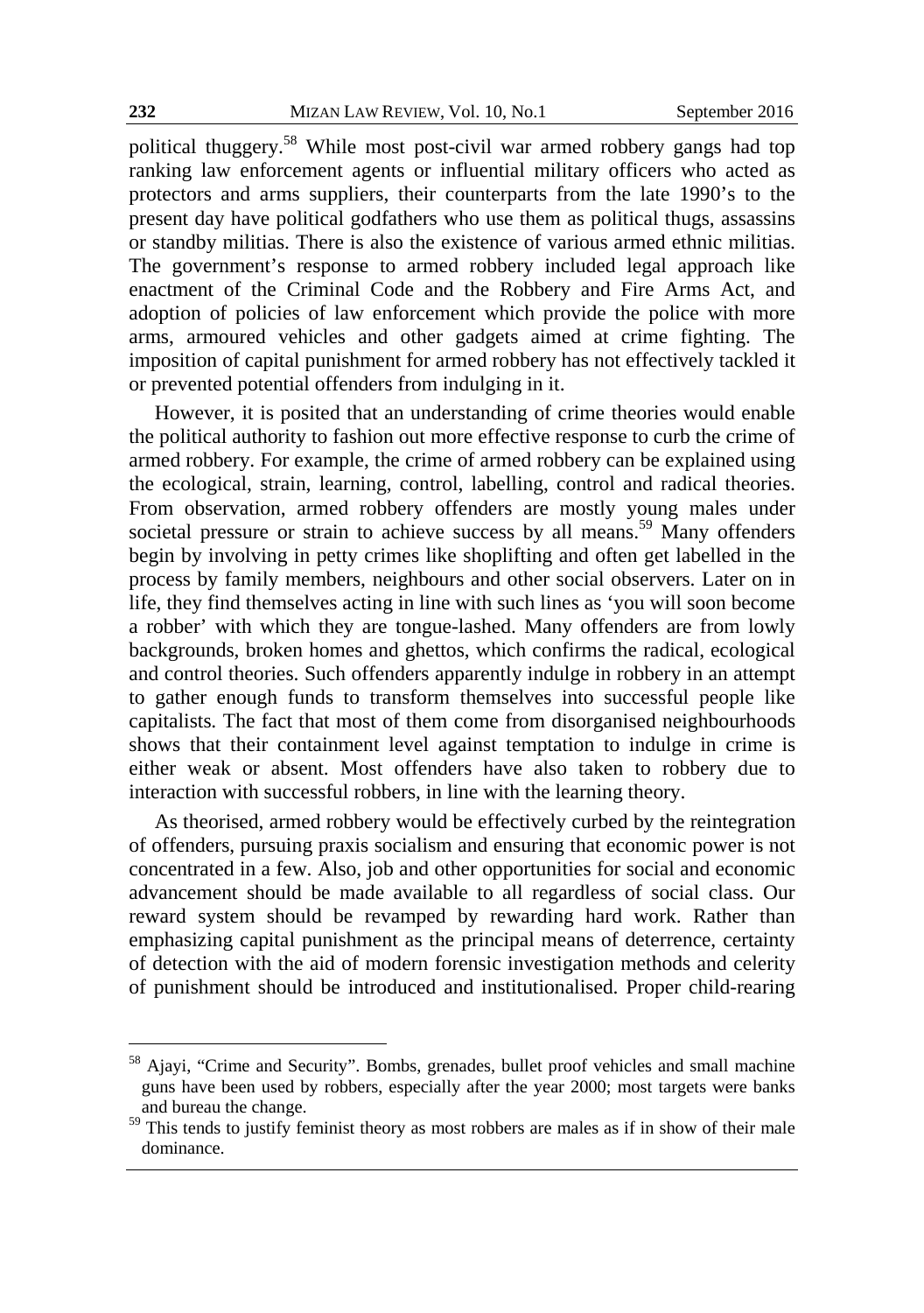political thuggery.[58] While most post-civil war armed robbery gangs had top ranking law enforcement agents or influential military officers who acted as protectors and arms suppliers, their counterparts from the late 1990's to the present day have political godfathers who use them as political thugs, assassins or standby militias. There is also the existence of various armed ethnic militias. The government's response to armed robbery included legal approach like enactment of the Criminal Code and the Robbery and Fire Arms Act, and adoption of policies of law enforcement which provide the police with more arms, armoured vehicles and other gadgets aimed at crime fighting. The imposition of capital punishment for armed robbery has not effectively tackled it or prevented potential offenders from indulging in it.

However, it is posited that an understanding of crime theories would enable the political authority to fashion out more effective response to curb the crime of armed robbery. For example, the crime of armed robbery can be explained using the ecological, strain, learning, control, labelling, control and radical theories. From observation, armed robbery offenders are mostly young males under societal pressure or strain to achieve success by all means.[59] Many offenders begin by involving in petty crimes like shoplifting and often get labelled in the process by family members, neighbours and other social observers. Later on in life, they find themselves acting in line with such lines as 'you will soon become a robber' with which they are tongue-lashed. Many offenders are from lowly backgrounds, broken homes and ghettos, which confirms the radical, ecological and control theories. Such offenders apparently indulge in robbery in an attempt to gather enough funds to transform themselves into successful people like capitalists. The fact that most of them come from disorganised neighbourhoods shows that their containment level against temptation to indulge in crime is either weak or absent. Most offenders have also taken to robbery due to interaction with successful robbers, in line with the learning theory.

As theorised, armed robbery would be effectively curbed by the reintegration of offenders, pursuing praxis socialism and ensuring that economic power is not concentrated in a few. Also, job and other opportunities for social and economic advancement should be made available to all regardless of social class. Our reward system should be revamped by rewarding hard work. Rather than emphasizing capital punishment as the principal means of deterrence, certainty of detection with the aid of modern forensic investigation methods and celerity of punishment should be introduced and institutionalised. Proper child-rearing

---

[58] Ajayi, "Crime and Security". Bombs, grenades, bullet proof vehicles and small machine guns have been used by robbers, especially after the year 2000; most targets were banks and bureau the change.

[59] This tends to justify feminist theory as most robbers are males as if in show of their male dominance.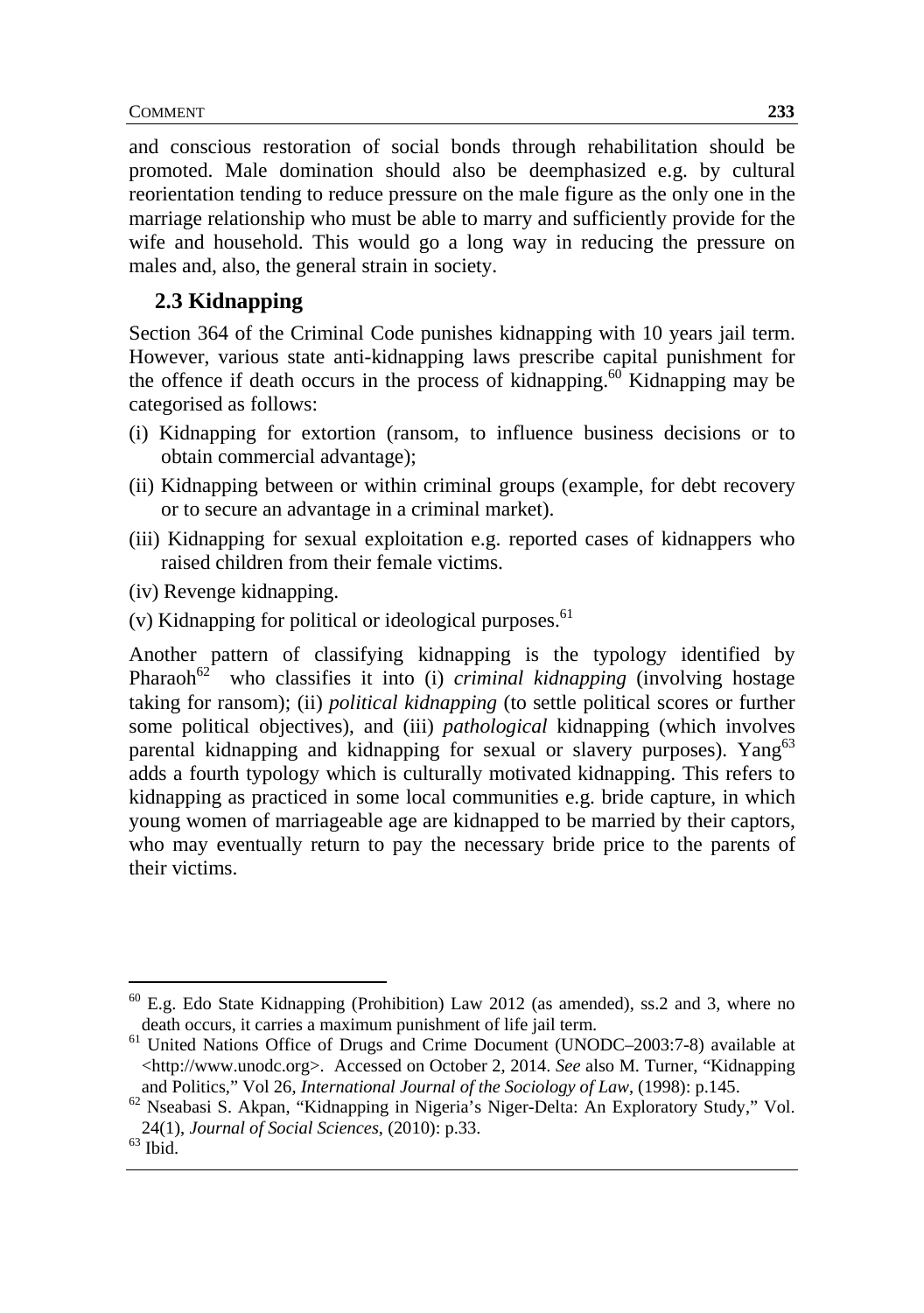and conscious restoration of social bonds through rehabilitation should be promoted. Male domination should also be deemphasized e.g. by cultural reorientation tending to reduce pressure on the male figure as the only one in the marriage relationship who must be able to marry and sufficiently provide for the wife and household. This would go a long way in reducing the pressure on males and, also, the general strain in society.

## 2.3 Kidnapping

Section 364 of the Criminal Code punishes kidnapping with 10 years jail term. However, various state anti-kidnapping laws prescribe capital punishment for the offence if death occurs in the process of kidnapping.[60] Kidnapping may be categorised as follows:

(i) Kidnapping for extortion (ransom, to influence business decisions or to obtain commercial advantage);

(ii) Kidnapping between or within criminal groups (example, for debt recovery or to secure an advantage in a criminal market).

(iii) Kidnapping for sexual exploitation e.g. reported cases of kidnappers who raised children from their female victims.

(iv) Revenge kidnapping.

(v) Kidnapping for political or ideological purposes.[61]

Another pattern of classifying kidnapping is the typology identified by Pharaoh[62] who classifies it into (i) *criminal kidnapping* (involving hostage taking for ransom); (ii) *political kidnapping* (to settle political scores or further some political objectives), and (iii) *pathological* kidnapping (which involves parental kidnapping and kidnapping for sexual or slavery purposes). Yang[63] adds a fourth typology which is culturally motivated kidnapping. This refers to kidnapping as practiced in some local communities e.g. bride capture, in which young women of marriageable age are kidnapped to be married by their captors, who may eventually return to pay the necessary bride price to the parents of their victims.

---

[60] E.g. Edo State Kidnapping (Prohibition) Law 2012 (as amended), ss.2 and 3, where no death occurs, it carries a maximum punishment of life jail term.

[61] United Nations Office of Drugs and Crime Document (UNODC–2003:7-8) available at <http://www.unodc.org>. Accessed on October 2, 2014. *See* also M. Turner, "Kidnapping and Politics," Vol 26, *International Journal of the Sociology of Law*, (1998): p.145.

[62] Nseabasi S. Akpan, "Kidnapping in Nigeria's Niger-Delta: An Exploratory Study," Vol. 24(1), *Journal of Social Sciences*, (2010): p.33.

[63] Ibid.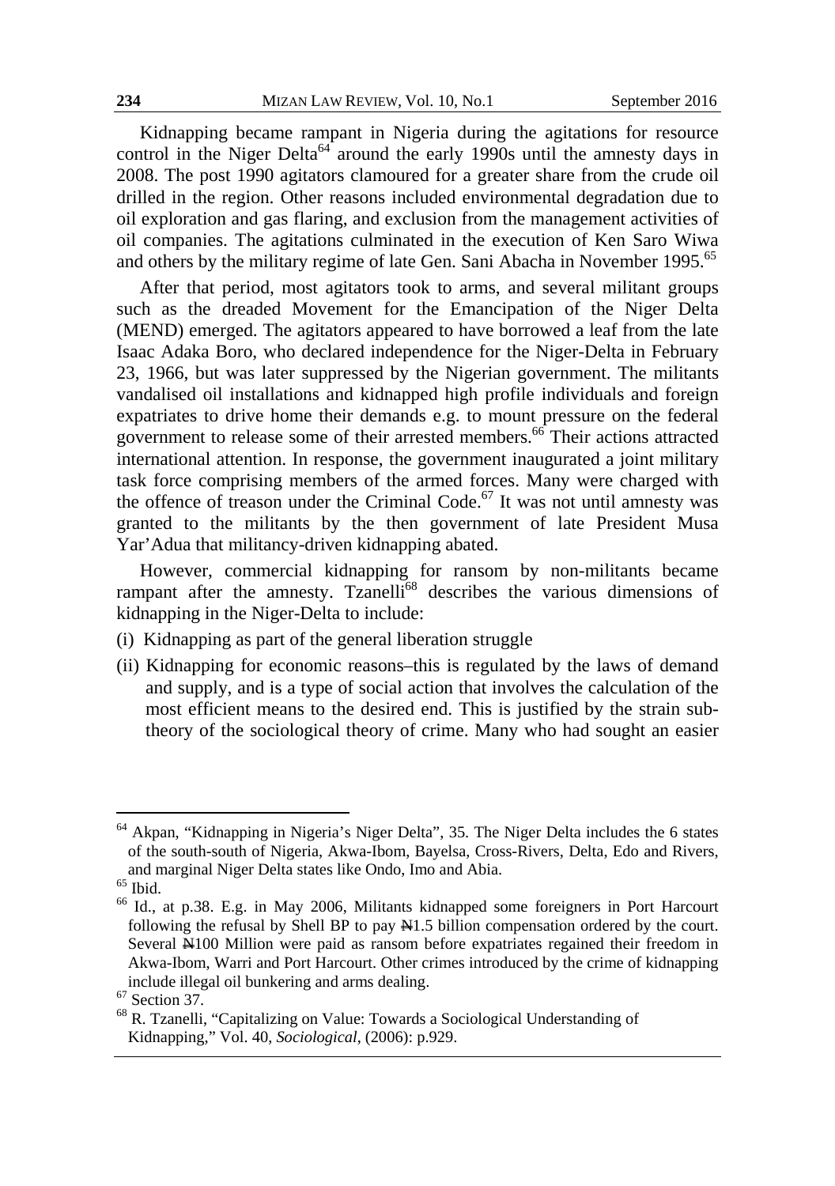Kidnapping became rampant in Nigeria during the agitations for resource control in the Niger Delta[64] around the early 1990s until the amnesty days in 2008. The post 1990 agitators clamoured for a greater share from the crude oil drilled in the region. Other reasons included environmental degradation due to oil exploration and gas flaring, and exclusion from the management activities of oil companies. The agitations culminated in the execution of Ken Saro Wiwa and others by the military regime of late Gen. Sani Abacha in November 1995.[65]

After that period, most agitators took to arms, and several militant groups such as the dreaded Movement for the Emancipation of the Niger Delta (MEND) emerged. The agitators appeared to have borrowed a leaf from the late Isaac Adaka Boro, who declared independence for the Niger-Delta in February 23, 1966, but was later suppressed by the Nigerian government. The militants vandalised oil installations and kidnapped high profile individuals and foreign expatriates to drive home their demands e.g. to mount pressure on the federal government to release some of their arrested members.[66] Their actions attracted international attention. In response, the government inaugurated a joint military task force comprising members of the armed forces. Many were charged with the offence of treason under the Criminal Code.[67] It was not until amnesty was granted to the militants by the then government of late President Musa Yar'Adua that militancy-driven kidnapping abated.

However, commercial kidnapping for ransom by non-militants became rampant after the amnesty. Tzanelli[68] describes the various dimensions of kidnapping in the Niger-Delta to include:

(i) Kidnapping as part of the general liberation struggle

(ii) Kidnapping for economic reasons–this is regulated by the laws of demand and supply, and is a type of social action that involves the calculation of the most efficient means to the desired end. This is justified by the strain sub-theory of the sociological theory of crime. Many who had sought an easier

---

[64] Akpan, "Kidnapping in Nigeria's Niger Delta", 35. The Niger Delta includes the 6 states of the south-south of Nigeria, Akwa-Ibom, Bayelsa, Cross-Rivers, Delta, Edo and Rivers, and marginal Niger Delta states like Ondo, Imo and Abia.

[65] Ibid.

[66] Id., at p.38. E.g. in May 2006, Militants kidnapped some foreigners in Port Harcourt following the refusal by Shell BP to pay ₦1.5 billion compensation ordered by the court. Several ₦100 Million were paid as ransom before expatriates regained their freedom in Akwa-Ibom, Warri and Port Harcourt. Other crimes introduced by the crime of kidnapping include illegal oil bunkering and arms dealing.

[67] Section 37.

[68] R. Tzanelli, "Capitalizing on Value: Towards a Sociological Understanding of Kidnapping," Vol. 40, *Sociological*, (2006): p.929.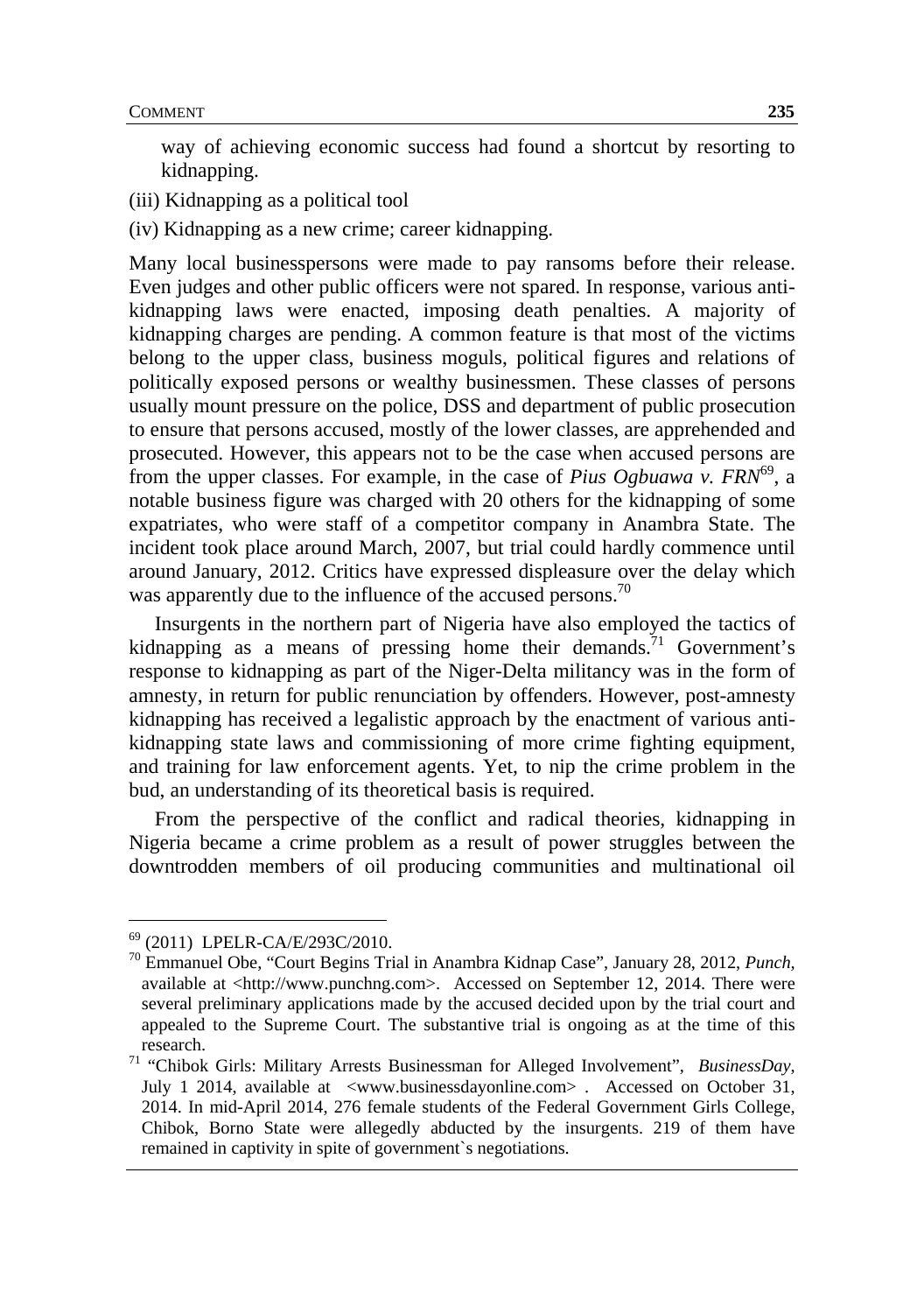way of achieving economic success had found a shortcut by resorting to kidnapping.

(iii) Kidnapping as a political tool

(iv) Kidnapping as a new crime; career kidnapping.

Many local businesspersons were made to pay ransoms before their release. Even judges and other public officers were not spared. In response, various anti-kidnapping laws were enacted, imposing death penalties. A majority of kidnapping charges are pending. A common feature is that most of the victims belong to the upper class, business moguls, political figures and relations of politically exposed persons or wealthy businessmen. These classes of persons usually mount pressure on the police, DSS and department of public prosecution to ensure that persons accused, mostly of the lower classes, are apprehended and prosecuted. However, this appears not to be the case when accused persons are from the upper classes. For example, in the case of *Pius Ogbuawa v. FRN*[69], a notable business figure was charged with 20 others for the kidnapping of some expatriates, who were staff of a competitor company in Anambra State. The incident took place around March, 2007, but trial could hardly commence until around January, 2012. Critics have expressed displeasure over the delay which was apparently due to the influence of the accused persons.[70]

Insurgents in the northern part of Nigeria have also employed the tactics of kidnapping as a means of pressing home their demands.[71] Government's response to kidnapping as part of the Niger-Delta militancy was in the form of amnesty, in return for public renunciation by offenders. However, post-amnesty kidnapping has received a legalistic approach by the enactment of various anti-kidnapping state laws and commissioning of more crime fighting equipment, and training for law enforcement agents. Yet, to nip the crime problem in the bud, an understanding of its theoretical basis is required.

From the perspective of the conflict and radical theories, kidnapping in Nigeria became a crime problem as a result of power struggles between the downtrodden members of oil producing communities and multinational oil

---

[69] (2011) LPELR-CA/E/293C/2010.

[70] Emmanuel Obe, "Court Begins Trial in Anambra Kidnap Case", January 28, 2012, *Punch*, available at <http://www.punchng.com>. Accessed on September 12, 2014. There were several preliminary applications made by the accused decided upon by the trial court and appealed to the Supreme Court. The substantive trial is ongoing as at the time of this research.

[71] "Chibok Girls: Military Arrests Businessman for Alleged Involvement", *BusinessDay*, July 1 2014, available at <www.businessdayonline.com> . Accessed on October 31, 2014. In mid-April 2014, 276 female students of the Federal Government Girls College, Chibok, Borno State were allegedly abducted by the insurgents. 219 of them have remained in captivity in spite of government`s negotiations.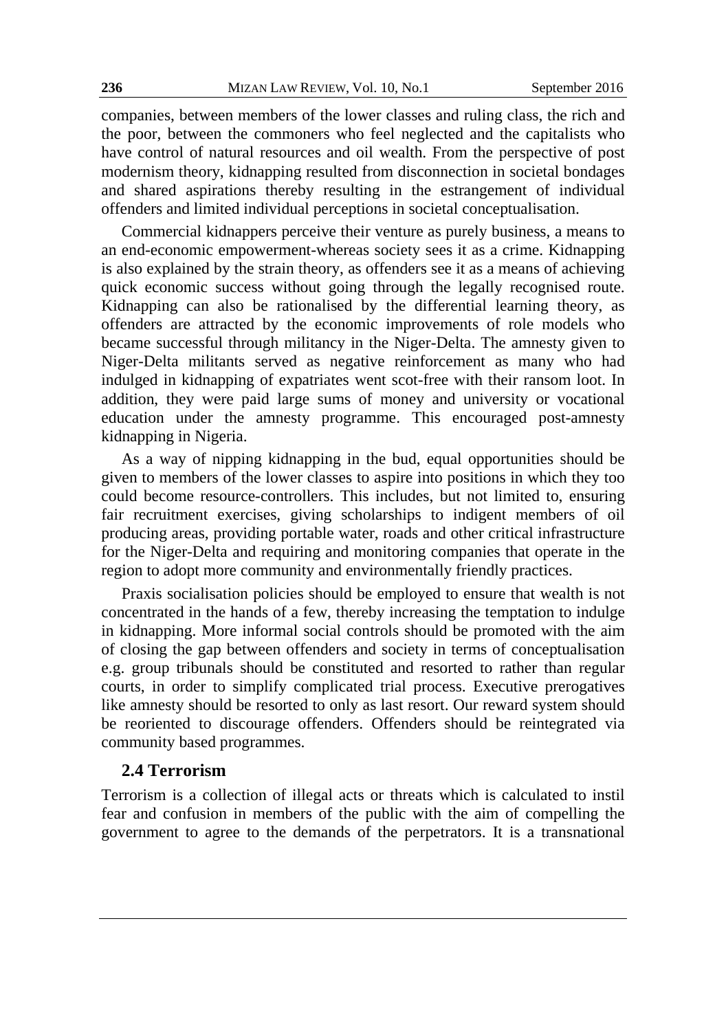companies, between members of the lower classes and ruling class, the rich and the poor, between the commoners who feel neglected and the capitalists who have control of natural resources and oil wealth. From the perspective of post modernism theory, kidnapping resulted from disconnection in societal bondages and shared aspirations thereby resulting in the estrangement of individual offenders and limited individual perceptions in societal conceptualisation.

Commercial kidnappers perceive their venture as purely business, a means to an end-economic empowerment-whereas society sees it as a crime. Kidnapping is also explained by the strain theory, as offenders see it as a means of achieving quick economic success without going through the legally recognised route. Kidnapping can also be rationalised by the differential learning theory, as offenders are attracted by the economic improvements of role models who became successful through militancy in the Niger-Delta. The amnesty given to Niger-Delta militants served as negative reinforcement as many who had indulged in kidnapping of expatriates went scot-free with their ransom loot. In addition, they were paid large sums of money and university or vocational education under the amnesty programme. This encouraged post-amnesty kidnapping in Nigeria.

As a way of nipping kidnapping in the bud, equal opportunities should be given to members of the lower classes to aspire into positions in which they too could become resource-controllers. This includes, but not limited to, ensuring fair recruitment exercises, giving scholarships to indigent members of oil producing areas, providing portable water, roads and other critical infrastructure for the Niger-Delta and requiring and monitoring companies that operate in the region to adopt more community and environmentally friendly practices.

Praxis socialisation policies should be employed to ensure that wealth is not concentrated in the hands of a few, thereby increasing the temptation to indulge in kidnapping. More informal social controls should be promoted with the aim of closing the gap between offenders and society in terms of conceptualisation e.g. group tribunals should be constituted and resorted to rather than regular courts, in order to simplify complicated trial process. Executive prerogatives like amnesty should be resorted to only as last resort. Our reward system should be reoriented to discourage offenders. Offenders should be reintegrated via community based programmes.

### 2.4 Terrorism

Terrorism is a collection of illegal acts or threats which is calculated to instil fear and confusion in members of the public with the aim of compelling the government to agree to the demands of the perpetrators. It is a transnational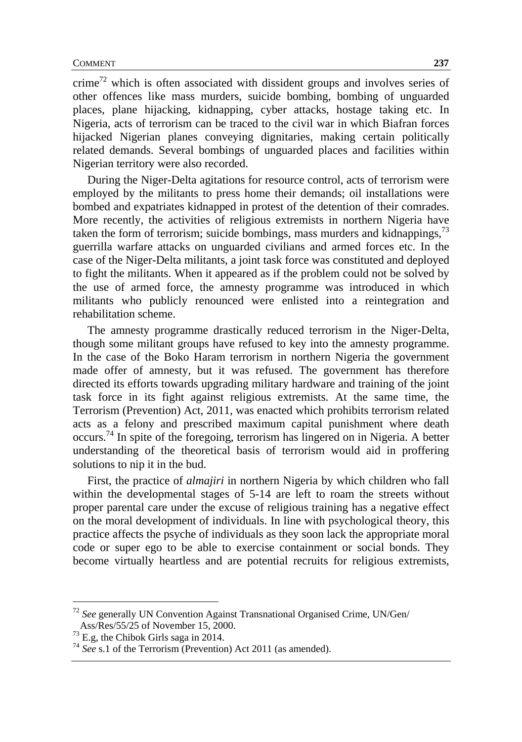crime[72] which is often associated with dissident groups and involves series of other offences like mass murders, suicide bombing, bombing of unguarded places, plane hijacking, kidnapping, cyber attacks, hostage taking etc. In Nigeria, acts of terrorism can be traced to the civil war in which Biafran forces hijacked Nigerian planes conveying dignitaries, making certain politically related demands. Several bombings of unguarded places and facilities within Nigerian territory were also recorded.

During the Niger-Delta agitations for resource control, acts of terrorism were employed by the militants to press home their demands; oil installations were bombed and expatriates kidnapped in protest of the detention of their comrades. More recently, the activities of religious extremists in northern Nigeria have taken the form of terrorism; suicide bombings, mass murders and kidnappings,[73] guerrilla warfare attacks on unguarded civilians and armed forces etc. In the case of the Niger-Delta militants, a joint task force was constituted and deployed to fight the militants. When it appeared as if the problem could not be solved by the use of armed force, the amnesty programme was introduced in which militants who publicly renounced were enlisted into a reintegration and rehabilitation scheme.

The amnesty programme drastically reduced terrorism in the Niger-Delta, though some militant groups have refused to key into the amnesty programme. In the case of the Boko Haram terrorism in northern Nigeria the government made offer of amnesty, but it was refused. The government has therefore directed its efforts towards upgrading military hardware and training of the joint task force in its fight against religious extremists. At the same time, the Terrorism (Prevention) Act, 2011, was enacted which prohibits terrorism related acts as a felony and prescribed maximum capital punishment where death occurs.[74] In spite of the foregoing, terrorism has lingered on in Nigeria. A better understanding of the theoretical basis of terrorism would aid in proffering solutions to nip it in the bud.

First, the practice of *almajiri* in northern Nigeria by which children who fall within the developmental stages of 5-14 are left to roam the streets without proper parental care under the excuse of religious training has a negative effect on the moral development of individuals. In line with psychological theory, this practice affects the psyche of individuals as they soon lack the appropriate moral code or super ego to be able to exercise containment or social bonds. They become virtually heartless and are potential recruits for religious extremists,

---

[72] *See* generally UN Convention Against Transnational Organised Crime, UN/Gen/ Ass/Res/55/25 of November 15, 2000.

[73] E.g, the Chibok Girls saga in 2014.

[74] *See* s.1 of the Terrorism (Prevention) Act 2011 (as amended).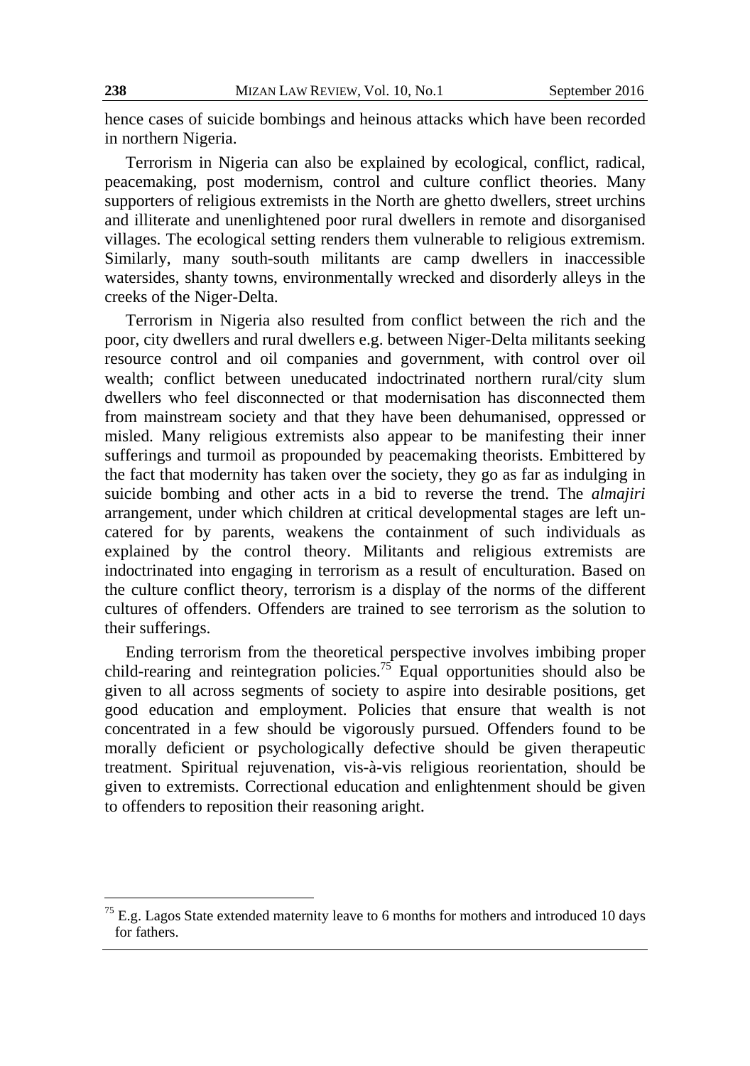hence cases of suicide bombings and heinous attacks which have been recorded in northern Nigeria.

Terrorism in Nigeria can also be explained by ecological, conflict, radical, peacemaking, post modernism, control and culture conflict theories. Many supporters of religious extremists in the North are ghetto dwellers, street urchins and illiterate and unenlightened poor rural dwellers in remote and disorganised villages. The ecological setting renders them vulnerable to religious extremism. Similarly, many south-south militants are camp dwellers in inaccessible watersides, shanty towns, environmentally wrecked and disorderly alleys in the creeks of the Niger-Delta.

Terrorism in Nigeria also resulted from conflict between the rich and the poor, city dwellers and rural dwellers e.g. between Niger-Delta militants seeking resource control and oil companies and government, with control over oil wealth; conflict between uneducated indoctrinated northern rural/city slum dwellers who feel disconnected or that modernisation has disconnected them from mainstream society and that they have been dehumanised, oppressed or misled. Many religious extremists also appear to be manifesting their inner sufferings and turmoil as propounded by peacemaking theorists. Embittered by the fact that modernity has taken over the society, they go as far as indulging in suicide bombing and other acts in a bid to reverse the trend. The *almajiri* arrangement, under which children at critical developmental stages are left un-catered for by parents, weakens the containment of such individuals as explained by the control theory. Militants and religious extremists are indoctrinated into engaging in terrorism as a result of enculturation. Based on the culture conflict theory, terrorism is a display of the norms of the different cultures of offenders. Offenders are trained to see terrorism as the solution to their sufferings.

Ending terrorism from the theoretical perspective involves imbibing proper child-rearing and reintegration policies.[75] Equal opportunities should also be given to all across segments of society to aspire into desirable positions, get good education and employment. Policies that ensure that wealth is not concentrated in a few should be vigorously pursued. Offenders found to be morally deficient or psychologically defective should be given therapeutic treatment. Spiritual rejuvenation, vis-à-vis religious reorientation, should be given to extremists. Correctional education and enlightenment should be given to offenders to reposition their reasoning aright.

[75] E.g. Lagos State extended maternity leave to 6 months for mothers and introduced 10 days for fathers.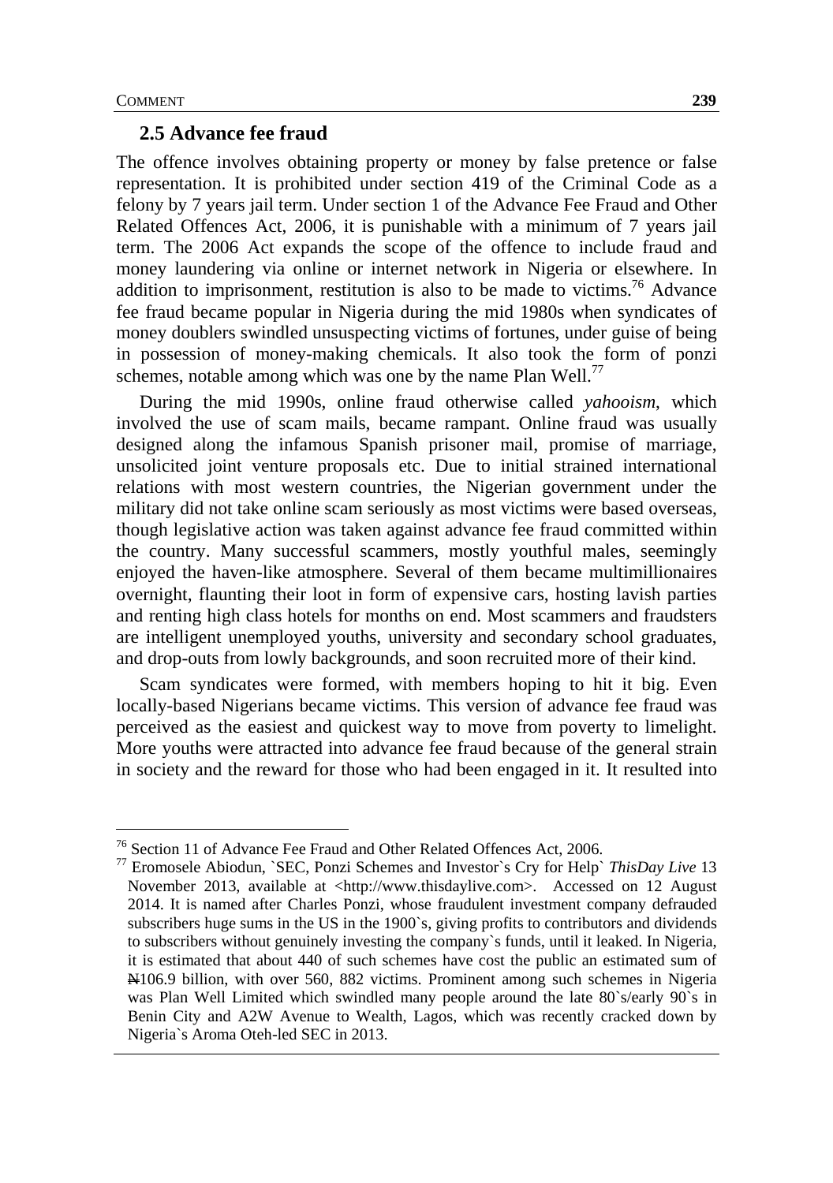## 2.5 Advance fee fraud

The offence involves obtaining property or money by false pretence or false representation. It is prohibited under section 419 of the Criminal Code as a felony by 7 years jail term. Under section 1 of the Advance Fee Fraud and Other Related Offences Act, 2006, it is punishable with a minimum of 7 years jail term. The 2006 Act expands the scope of the offence to include fraud and money laundering via online or internet network in Nigeria or elsewhere. In addition to imprisonment, restitution is also to be made to victims.[76] Advance fee fraud became popular in Nigeria during the mid 1980s when syndicates of money doublers swindled unsuspecting victims of fortunes, under guise of being in possession of money-making chemicals. It also took the form of ponzi schemes, notable among which was one by the name Plan Well.[77]

During the mid 1990s, online fraud otherwise called *yahooism*, which involved the use of scam mails, became rampant. Online fraud was usually designed along the infamous Spanish prisoner mail, promise of marriage, unsolicited joint venture proposals etc. Due to initial strained international relations with most western countries, the Nigerian government under the military did not take online scam seriously as most victims were based overseas, though legislative action was taken against advance fee fraud committed within the country. Many successful scammers, mostly youthful males, seemingly enjoyed the haven-like atmosphere. Several of them became multimillionaires overnight, flaunting their loot in form of expensive cars, hosting lavish parties and renting high class hotels for months on end. Most scammers and fraudsters are intelligent unemployed youths, university and secondary school graduates, and drop-outs from lowly backgrounds, and soon recruited more of their kind.

Scam syndicates were formed, with members hoping to hit it big. Even locally-based Nigerians became victims. This version of advance fee fraud was perceived as the easiest and quickest way to move from poverty to limelight. More youths were attracted into advance fee fraud because of the general strain in society and the reward for those who had been engaged in it. It resulted into

---

[76] Section 11 of Advance Fee Fraud and Other Related Offences Act, 2006.

[77] Eromosele Abiodun, `SEC, Ponzi Schemes and Investor`s Cry for Help` *ThisDay Live* 13 November 2013, available at <http://www.thisdaylive.com>. Accessed on 12 August 2014. It is named after Charles Ponzi, whose fraudulent investment company defrauded subscribers huge sums in the US in the 1900`s, giving profits to contributors and dividends to subscribers without genuinely investing the company`s funds, until it leaked. In Nigeria, it is estimated that about 440 of such schemes have cost the public an estimated sum of ₦106.9 billion, with over 560, 882 victims. Prominent among such schemes in Nigeria was Plan Well Limited which swindled many people around the late 80`s/early 90`s in Benin City and A2W Avenue to Wealth, Lagos, which was recently cracked down by Nigeria`s Aroma Oteh-led SEC in 2013.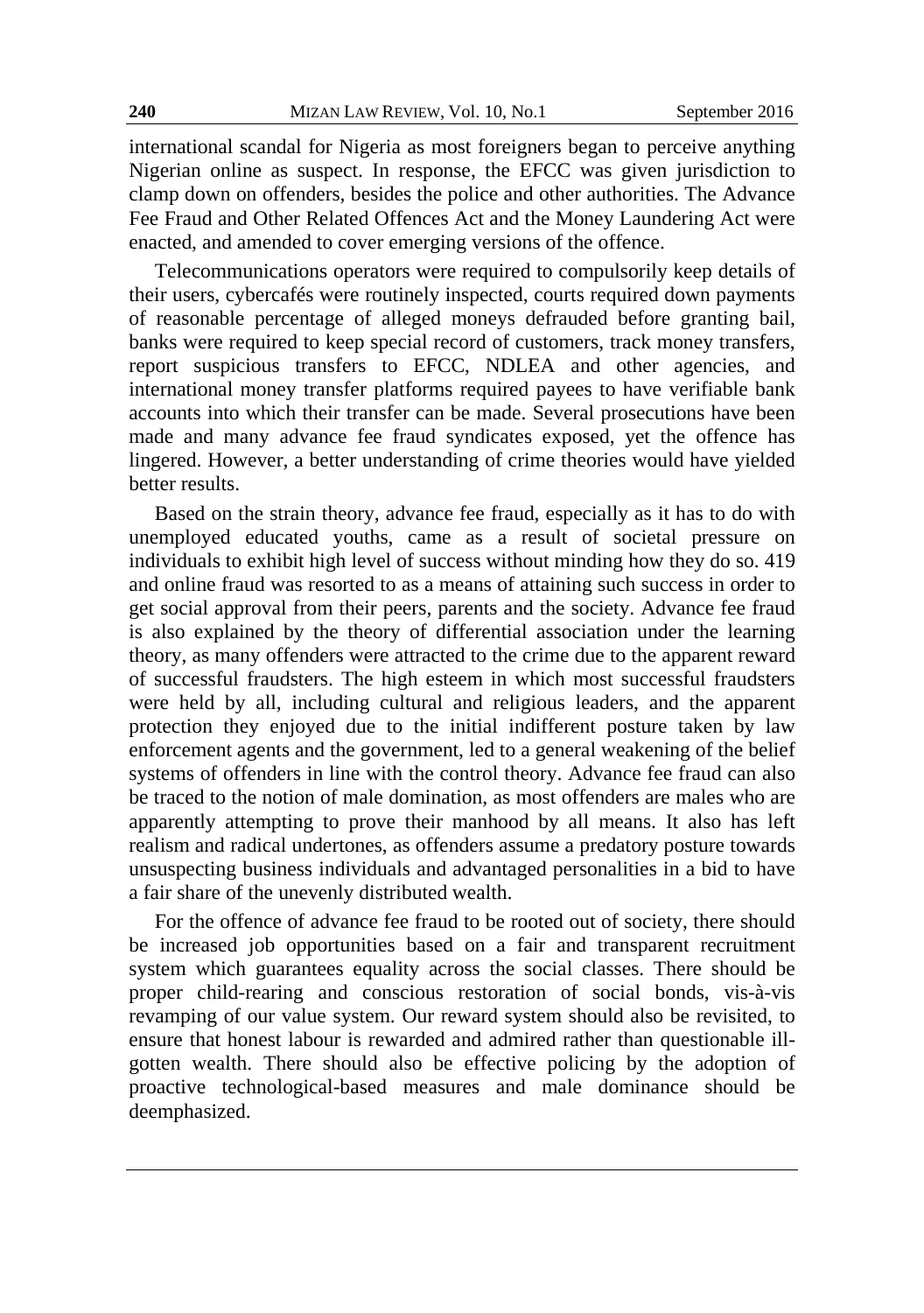international scandal for Nigeria as most foreigners began to perceive anything Nigerian online as suspect. In response, the EFCC was given jurisdiction to clamp down on offenders, besides the police and other authorities. The Advance Fee Fraud and Other Related Offences Act and the Money Laundering Act were enacted, and amended to cover emerging versions of the offence.

Telecommunications operators were required to compulsorily keep details of their users, cybercafés were routinely inspected, courts required down payments of reasonable percentage of alleged moneys defrauded before granting bail, banks were required to keep special record of customers, track money transfers, report suspicious transfers to EFCC, NDLEA and other agencies, and international money transfer platforms required payees to have verifiable bank accounts into which their transfer can be made. Several prosecutions have been made and many advance fee fraud syndicates exposed, yet the offence has lingered. However, a better understanding of crime theories would have yielded better results.

Based on the strain theory, advance fee fraud, especially as it has to do with unemployed educated youths, came as a result of societal pressure on individuals to exhibit high level of success without minding how they do so. 419 and online fraud was resorted to as a means of attaining such success in order to get social approval from their peers, parents and the society. Advance fee fraud is also explained by the theory of differential association under the learning theory, as many offenders were attracted to the crime due to the apparent reward of successful fraudsters. The high esteem in which most successful fraudsters were held by all, including cultural and religious leaders, and the apparent protection they enjoyed due to the initial indifferent posture taken by law enforcement agents and the government, led to a general weakening of the belief systems of offenders in line with the control theory. Advance fee fraud can also be traced to the notion of male domination, as most offenders are males who are apparently attempting to prove their manhood by all means. It also has left realism and radical undertones, as offenders assume a predatory posture towards unsuspecting business individuals and advantaged personalities in a bid to have a fair share of the unevenly distributed wealth.

For the offence of advance fee fraud to be rooted out of society, there should be increased job opportunities based on a fair and transparent recruitment system which guarantees equality across the social classes. There should be proper child-rearing and conscious restoration of social bonds, vis-à-vis revamping of our value system. Our reward system should also be revisited, to ensure that honest labour is rewarded and admired rather than questionable ill-gotten wealth. There should also be effective policing by the adoption of proactive technological-based measures and male dominance should be deemphasized.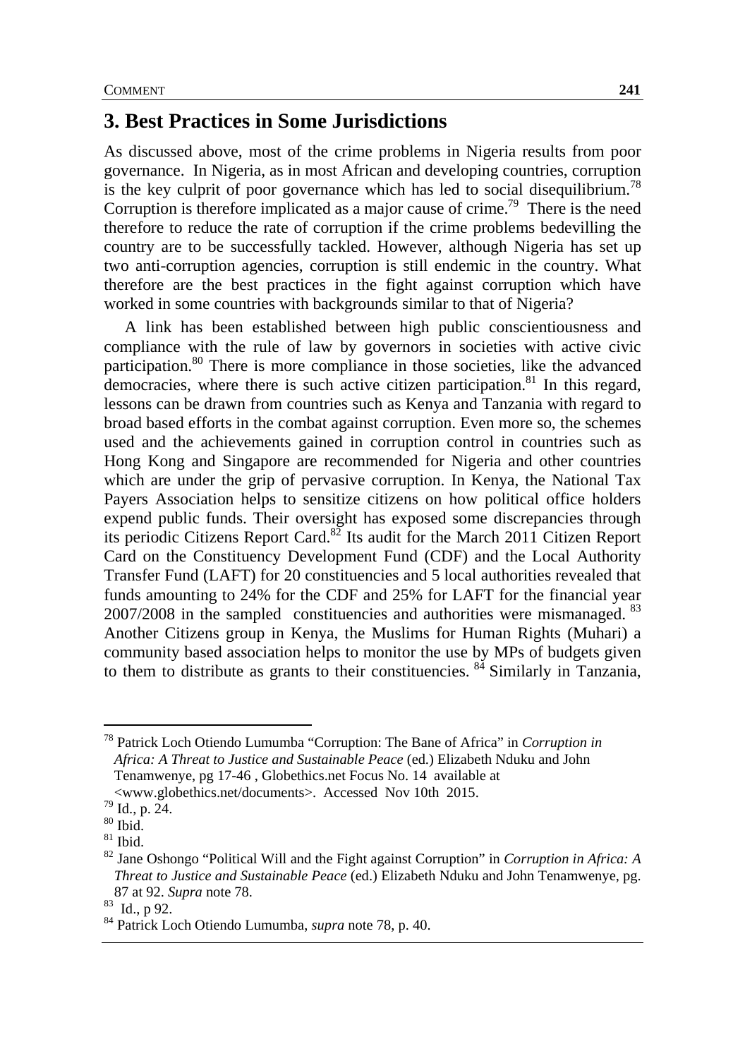## 3. Best Practices in Some Jurisdictions

As discussed above, most of the crime problems in Nigeria results from poor governance. In Nigeria, as in most African and developing countries, corruption is the key culprit of poor governance which has led to social disequilibrium.[78] Corruption is therefore implicated as a major cause of crime.[79] There is the need therefore to reduce the rate of corruption if the crime problems bedevilling the country are to be successfully tackled. However, although Nigeria has set up two anti-corruption agencies, corruption is still endemic in the country. What therefore are the best practices in the fight against corruption which have worked in some countries with backgrounds similar to that of Nigeria?

A link has been established between high public conscientiousness and compliance with the rule of law by governors in societies with active civic participation.[80] There is more compliance in those societies, like the advanced democracies, where there is such active citizen participation.[81] In this regard, lessons can be drawn from countries such as Kenya and Tanzania with regard to broad based efforts in the combat against corruption. Even more so, the schemes used and the achievements gained in corruption control in countries such as Hong Kong and Singapore are recommended for Nigeria and other countries which are under the grip of pervasive corruption. In Kenya, the National Tax Payers Association helps to sensitize citizens on how political office holders expend public funds. Their oversight has exposed some discrepancies through its periodic Citizens Report Card.[82] Its audit for the March 2011 Citizen Report Card on the Constituency Development Fund (CDF) and the Local Authority Transfer Fund (LAFT) for 20 constituencies and 5 local authorities revealed that funds amounting to 24% for the CDF and 25% for LAFT for the financial year 2007/2008 in the sampled constituencies and authorities were mismanaged. [83] Another Citizens group in Kenya, the Muslims for Human Rights (Muhari) a community based association helps to monitor the use by MPs of budgets given to them to distribute as grants to their constituencies. [84] Similarly in Tanzania,

---

[78] Patrick Loch Otiendo Lumumba "Corruption: The Bane of Africa" in *Corruption in Africa: A Threat to Justice and Sustainable Peace* (ed.) Elizabeth Nduku and John Tenamwenye, pg 17-46 , Globethics.net Focus No. 14 available at <www.globethics.net/documents>. Accessed Nov 10th 2015.

[79] Id., p. 24.

[80] Ibid.

[81] Ibid.

[82] Jane Oshongo "Political Will and the Fight against Corruption" in *Corruption in Africa: A Threat to Justice and Sustainable Peace* (ed.) Elizabeth Nduku and John Tenamwenye, pg. 87 at 92. *Supra* note 78.

[83] Id., p 92.

[84] Patrick Loch Otiendo Lumumba, *supra* note 78, p. 40.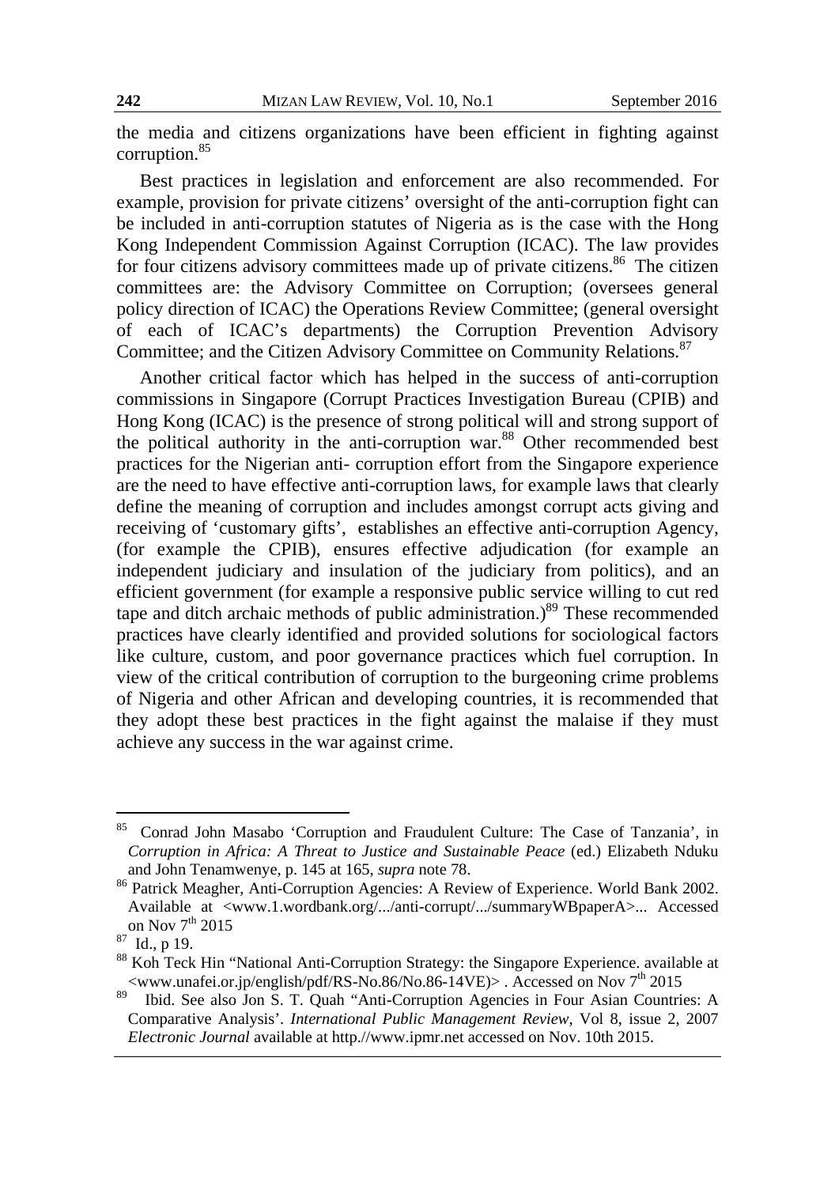the media and citizens organizations have been efficient in fighting against corruption.[85]

Best practices in legislation and enforcement are also recommended. For example, provision for private citizens' oversight of the anti-corruption fight can be included in anti-corruption statutes of Nigeria as is the case with the Hong Kong Independent Commission Against Corruption (ICAC). The law provides for four citizens advisory committees made up of private citizens.[86] The citizen committees are: the Advisory Committee on Corruption; (oversees general policy direction of ICAC) the Operations Review Committee; (general oversight of each of ICAC's departments) the Corruption Prevention Advisory Committee; and the Citizen Advisory Committee on Community Relations.[87]

Another critical factor which has helped in the success of anti-corruption commissions in Singapore (Corrupt Practices Investigation Bureau (CPIB) and Hong Kong (ICAC) is the presence of strong political will and strong support of the political authority in the anti-corruption war.[88] Other recommended best practices for the Nigerian anti- corruption effort from the Singapore experience are the need to have effective anti-corruption laws, for example laws that clearly define the meaning of corruption and includes amongst corrupt acts giving and receiving of 'customary gifts', establishes an effective anti-corruption Agency, (for example the CPIB), ensures effective adjudication (for example an independent judiciary and insulation of the judiciary from politics), and an efficient government (for example a responsive public service willing to cut red tape and ditch archaic methods of public administration.)[89] These recommended practices have clearly identified and provided solutions for sociological factors like culture, custom, and poor governance practices which fuel corruption. In view of the critical contribution of corruption to the burgeoning crime problems of Nigeria and other African and developing countries, it is recommended that they adopt these best practices in the fight against the malaise if they must achieve any success in the war against crime.

---

[85] Conrad John Masabo 'Corruption and Fraudulent Culture: The Case of Tanzania', in *Corruption in Africa: A Threat to Justice and Sustainable Peace* (ed.) Elizabeth Nduku and John Tenamwenye, p. 145 at 165, *supra* note 78.

[86] Patrick Meagher, Anti-Corruption Agencies: A Review of Experience. World Bank 2002. Available at <www.1.wordbank.org/.../anti-corrupt/.../summaryWBpaperA>... Accessed on Nov 7th 2015

[87] Id., p 19.

[88] Koh Teck Hin "National Anti-Corruption Strategy: the Singapore Experience. available at <www.unafei.or.jp/english/pdf/RS-No.86/No.86-14VE)> . Accessed on Nov 7th 2015

[89] Ibid. See also Jon S. T. Quah "Anti-Corruption Agencies in Four Asian Countries: A Comparative Analysis'. *International Public Management Review*, Vol 8, issue 2, 2007 *Electronic Journal* available at http.//www.ipmr.net accessed on Nov. 10th 2015.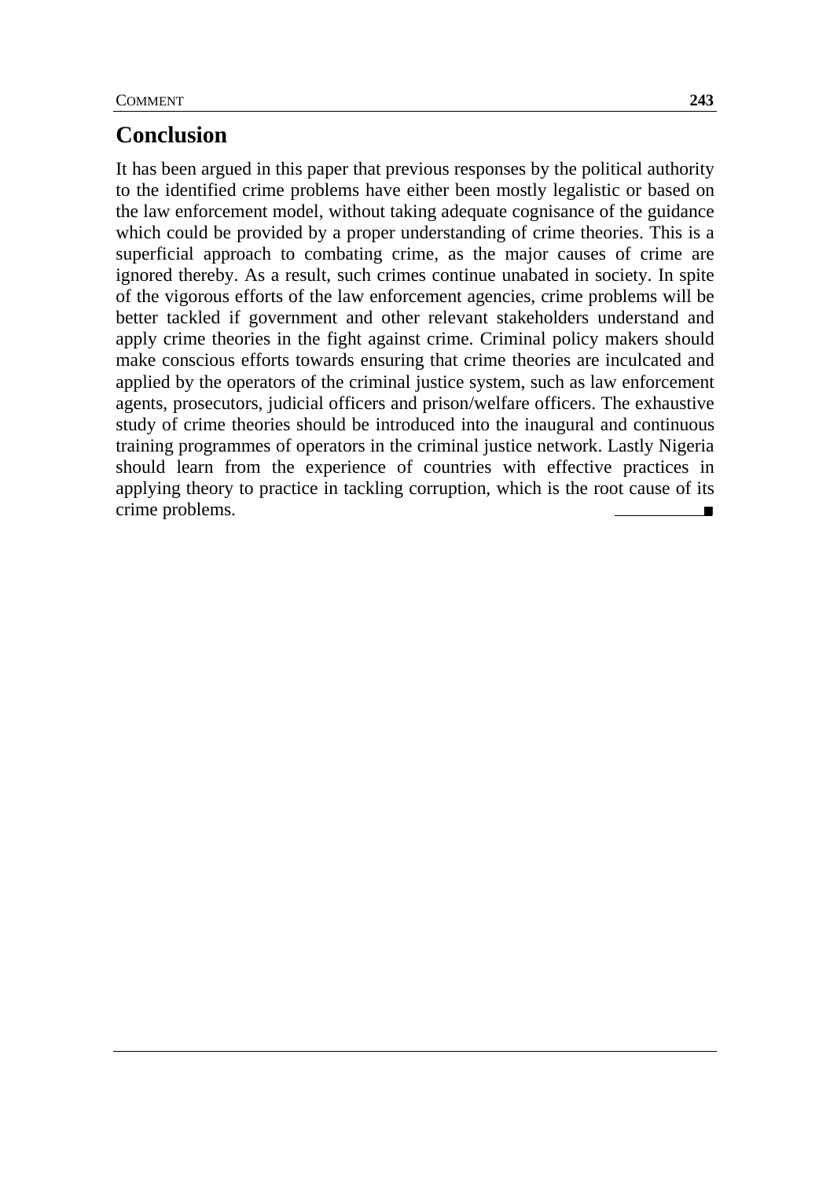## Conclusion

It has been argued in this paper that previous responses by the political authority to the identified crime problems have either been mostly legalistic or based on the law enforcement model, without taking adequate cognisance of the guidance which could be provided by a proper understanding of crime theories. This is a superficial approach to combating crime, as the major causes of crime are ignored thereby. As a result, such crimes continue unabated in society. In spite of the vigorous efforts of the law enforcement agencies, crime problems will be better tackled if government and other relevant stakeholders understand and apply crime theories in the fight against crime. Criminal policy makers should make conscious efforts towards ensuring that crime theories are inculcated and applied by the operators of the criminal justice system, such as law enforcement agents, prosecutors, judicial officers and prison/welfare officers. The exhaustive study of crime theories should be introduced into the inaugural and continuous training programmes of operators in the criminal justice network. Lastly Nigeria should learn from the experience of countries with effective practices in applying theory to practice in tackling corruption, which is the root cause of its crime problems.